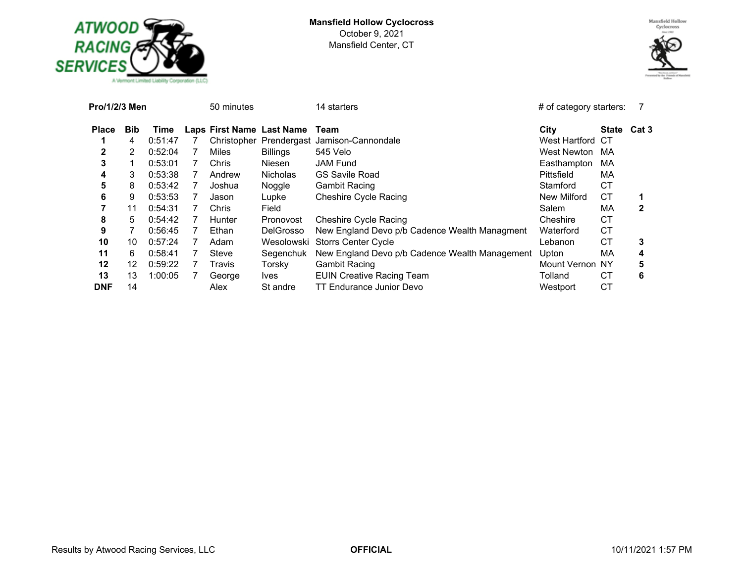**Mansfield Hollow Cyclocross**
October 9, 2021
Mansfield Center, CT

**Pro/1/2/3 Men** 50 minutes 14 starters # of category starters: 7

| Place | Bib | Time | Laps | First Name | Last Name | Team | City | State | Cat 3 |
|---|---|---|---|---|---|---|---|---|---|
| **1** | 4 | 0:51:47 | 7 | Christopher | Prendergast | Jamison-Cannondale | West Hartford | CT | |
| **2** | 2 | 0:52:04 | 7 | Miles | Billings | 545 Velo | West Newton | MA | |
| **3** | 1 | 0:53:01 | 7 | Chris | Niesen | JAM Fund | Easthampton | MA | |
| **4** | 3 | 0:53:38 | 7 | Andrew | Nicholas | GS Savile Road | Pittsfield | MA | |
| **5** | 8 | 0:53:42 | 7 | Joshua | Noggle | Gambit Racing | Stamford | CT | |
| **6** | 9 | 0:53:53 | 7 | Jason | Lupke | Cheshire Cycle Racing | New Milford | CT | **1** |
| **7** | 11 | 0:54:31 | 7 | Chris | Field | | Salem | MA | **2** |
| **8** | 5 | 0:54:42 | 7 | Hunter | Pronovost | Cheshire Cycle Racing | Cheshire | CT | |
| **9** | 7 | 0:56:45 | 7 | Ethan | DelGrosso | New England Devo p/b Cadence Wealth Managment | Waterford | CT | |
| **10** | 10 | 0:57:24 | 7 | Adam | Wesolowski | Storrs Center Cycle | Lebanon | CT | **3** |
| **11** | 6 | 0:58:41 | 7 | Steve | Segenchuk | New England Devo p/b Cadence Wealth Management | Upton | MA | **4** |
| **12** | 12 | 0:59:22 | 7 | Travis | Torsky | Gambit Racing | Mount Vernon | NY | **5** |
| **13** | 13 | 1:00:05 | 7 | George | Ives | EUIN Creative Racing Team | Tolland | CT | **6** |
| **DNF** | 14 | | | Alex | St andre | TT Endurance Junior Devo | Westport | CT | |

Results by Atwood Racing Services, LLC **OFFICIAL** 10/11/2021 1:57 PM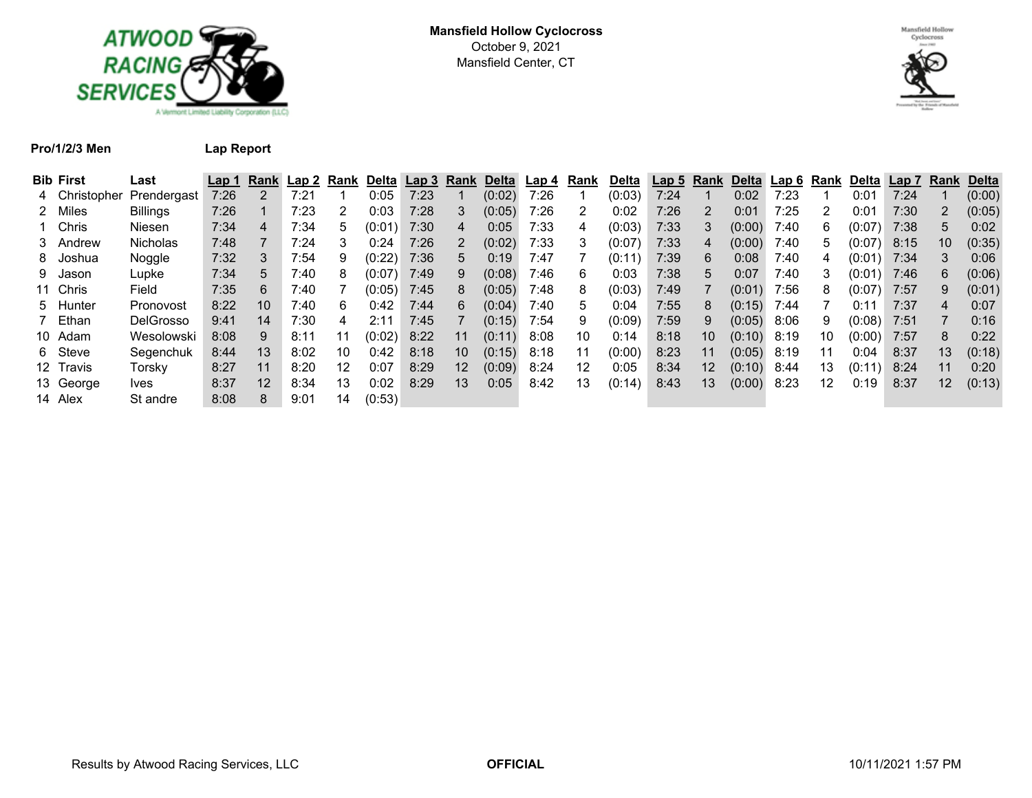**Mansfield Hollow Cyclocross**
October 9, 2021
Mansfield Center, CT

**Pro/1/2/3 Men** **Lap Report**

| Bib | First | Last | Lap 1 | Rank | Lap 2 | Rank | Delta | Lap 3 | Rank | Delta | Lap 4 | Rank | Delta | Lap 5 | Rank | Delta | Lap 6 | Rank | Delta | Lap 7 | Rank | Delta |
|---|---|---|---|---|---|---|---|---|---|---|---|---|---|---|---|---|---|---|---|---|---|---|
| 4 | Christopher | Prendergast | 7:26 | 2 | 7:21 | 1 | 0:05 | 7:23 | 1 | (0:02) | 7:26 | 1 | (0:03) | 7:24 | 1 | 0:02 | 7:23 | 1 | 0:01 | 7:24 | 1 | (0:00) |
| 2 | Miles | Billings | 7:26 | 1 | 7:23 | 2 | 0:03 | 7:28 | 3 | (0:05) | 7:26 | 2 | 0:02 | 7:26 | 2 | 0:01 | 7:25 | 2 | 0:01 | 7:30 | 2 | (0:05) |
| 1 | Chris | Niesen | 7:34 | 4 | 7:34 | 5 | (0:01) | 7:30 | 4 | 0:05 | 7:33 | 4 | (0:03) | 7:33 | 3 | (0:00) | 7:40 | 6 | (0:07) | 7:38 | 5 | 0:02 |
| 3 | Andrew | Nicholas | 7:48 | 7 | 7:24 | 3 | 0:24 | 7:26 | 2 | (0:02) | 7:33 | 3 | (0:07) | 7:33 | 4 | (0:00) | 7:40 | 5 | (0:07) | 8:15 | 10 | (0:35) |
| 8 | Joshua | Noggle | 7:32 | 3 | 7:54 | 9 | (0:22) | 7:36 | 5 | 0:19 | 7:47 | 7 | (0:11) | 7:39 | 6 | 0:08 | 7:40 | 4 | (0:01) | 7:34 | 3 | 0:06 |
| 9 | Jason | Lupke | 7:34 | 5 | 7:40 | 8 | (0:07) | 7:49 | 9 | (0:08) | 7:46 | 6 | 0:03 | 7:38 | 5 | 0:07 | 7:40 | 3 | (0:01) | 7:46 | 6 | (0:06) |
| 11 | Chris | Field | 7:35 | 6 | 7:40 | 7 | (0:05) | 7:45 | 8 | (0:05) | 7:48 | 8 | (0:03) | 7:49 | 7 | (0:01) | 7:56 | 8 | (0:07) | 7:57 | 9 | (0:01) |
| 5 | Hunter | Pronovost | 8:22 | 10 | 7:40 | 6 | 0:42 | 7:44 | 6 | (0:04) | 7:40 | 5 | 0:04 | 7:55 | 8 | (0:15) | 7:44 | 7 | 0:11 | 7:37 | 4 | 0:07 |
| 7 | Ethan | DelGrosso | 9:41 | 14 | 7:30 | 4 | 2:11 | 7:45 | 7 | (0:15) | 7:54 | 9 | (0:09) | 7:59 | 9 | (0:05) | 8:06 | 9 | (0:08) | 7:51 | 7 | 0:16 |
| 10 | Adam | Wesolowski | 8:08 | 9 | 8:11 | 11 | (0:02) | 8:22 | 11 | (0:11) | 8:08 | 10 | 0:14 | 8:18 | 10 | (0:10) | 8:19 | 10 | (0:00) | 7:57 | 8 | 0:22 |
| 6 | Steve | Segenchuk | 8:44 | 13 | 8:02 | 10 | 0:42 | 8:18 | 10 | (0:15) | 8:18 | 11 | (0:00) | 8:23 | 11 | (0:05) | 8:19 | 11 | 0:04 | 8:37 | 13 | (0:18) |
| 12 | Travis | Torsky | 8:27 | 11 | 8:20 | 12 | 0:07 | 8:29 | 12 | (0:09) | 8:24 | 12 | 0:05 | 8:34 | 12 | (0:10) | 8:44 | 13 | (0:11) | 8:24 | 11 | 0:20 |
| 13 | George | Ives | 8:37 | 12 | 8:34 | 13 | 0:02 | 8:29 | 13 | 0:05 | 8:42 | 13 | (0:14) | 8:43 | 13 | (0:00) | 8:23 | 12 | 0:19 | 8:37 | 12 | (0:13) |
| 14 | Alex | St andre | 8:08 | 8 | 9:01 | 14 | (0:53) | | | | | | | | | | | | | | | |

Results by Atwood Racing Services, LLC **OFFICIAL** 10/11/2021 1:57 PM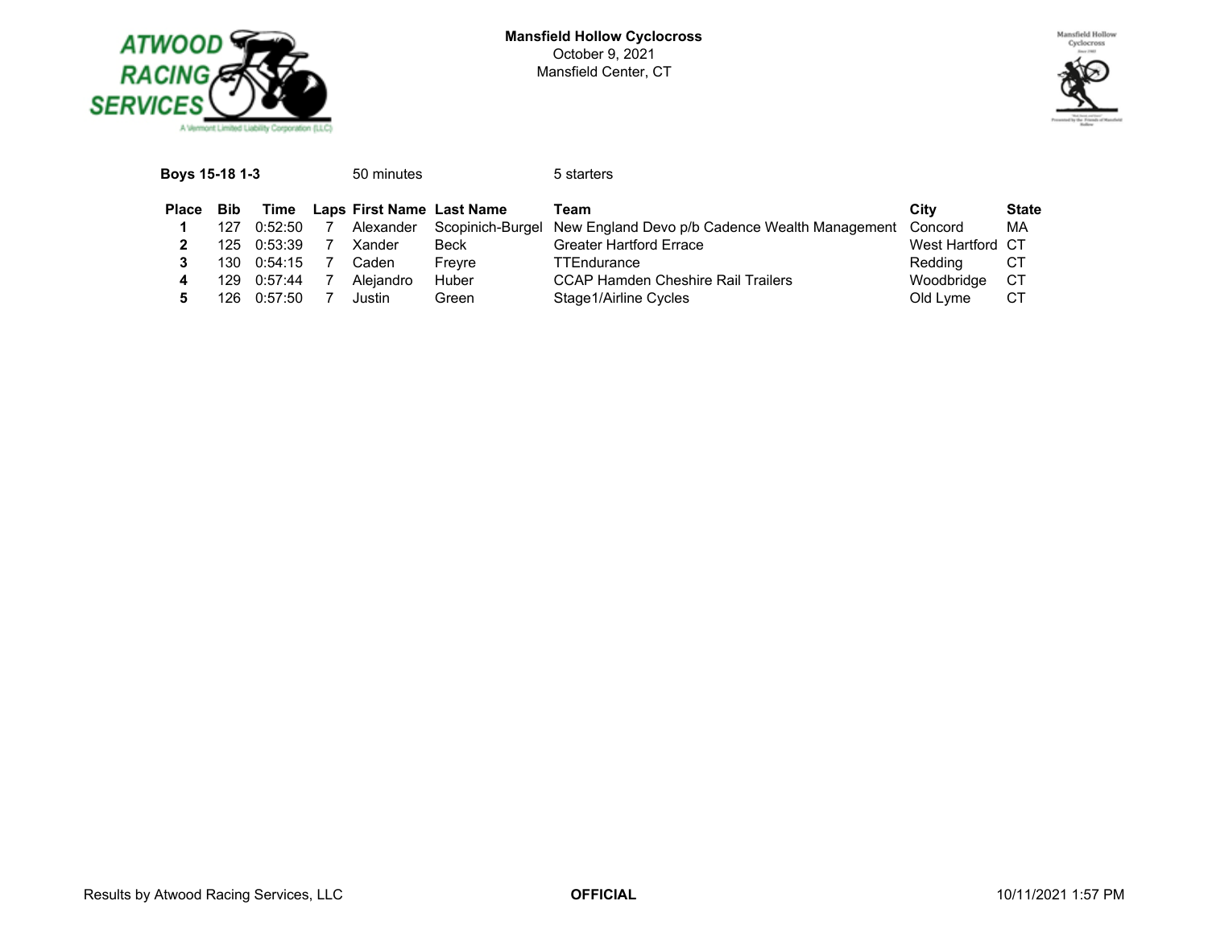**Mansfield Hollow Cyclocross**
October 9, 2021
Mansfield Center, CT

**Boys 15-18 1-3** 50 minutes 5 starters

| Place | Bib | Time | Laps | First Name | Last Name | Team | City | State |
|---|---|---|---|---|---|---|---|---|
| **1** | 127 | 0:52:50 | 7 | Alexander | Scopinich-Burgel | New England Devo p/b Cadence Wealth Management | Concord | MA |
| **2** | 125 | 0:53:39 | 7 | Xander | Beck | Greater Hartford Errace | West Hartford | CT |
| **3** | 130 | 0:54:15 | 7 | Caden | Freyre | TTEndurance | Redding | CT |
| **4** | 129 | 0:57:44 | 7 | Alejandro | Huber | CCAP Hamden Cheshire Rail Trailers | Woodbridge | CT |
| **5** | 126 | 0:57:50 | 7 | Justin | Green | Stage1/Airline Cycles | Old Lyme | CT |

Results by Atwood Racing Services, LLC **OFFICIAL** 10/11/2021 1:57 PM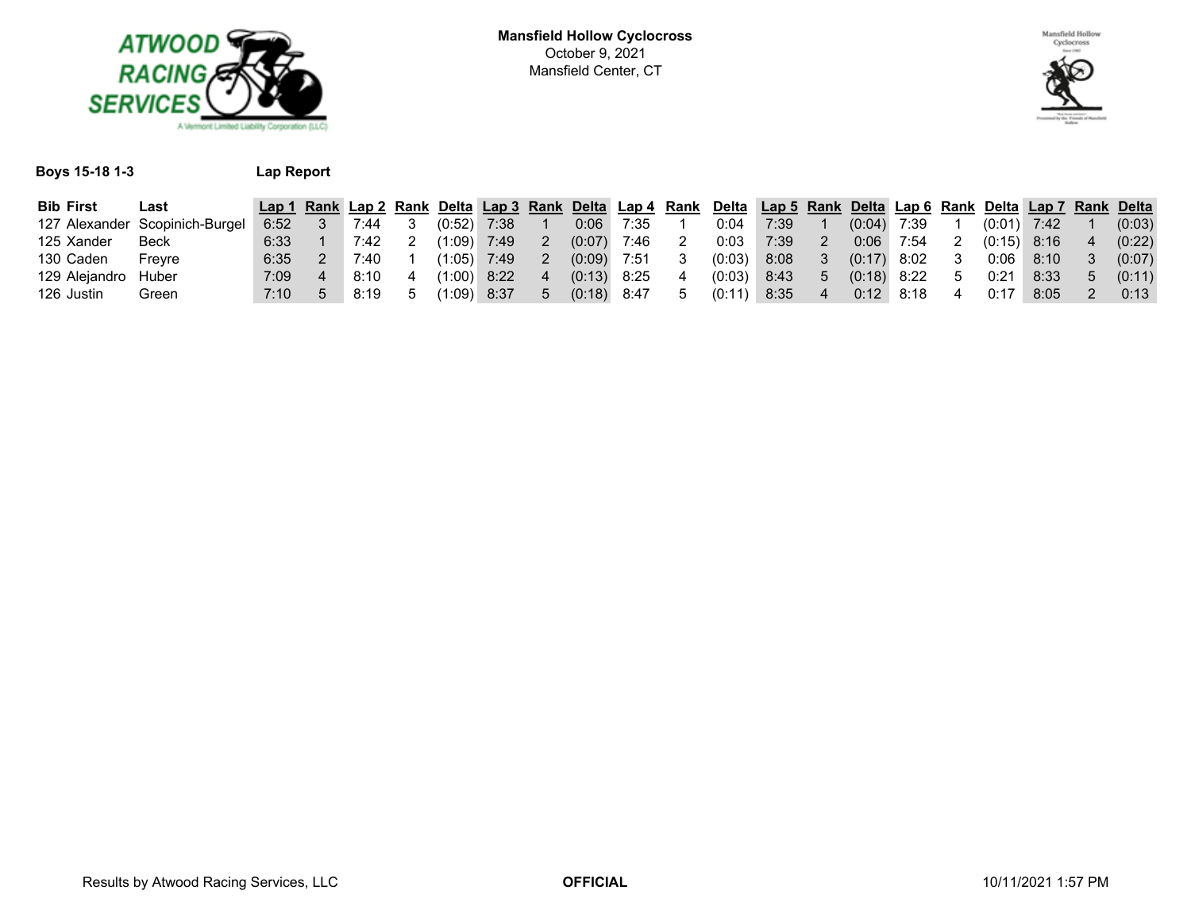**Mansfield Hollow Cyclocross**
October 9, 2021
Mansfield Center, CT

**Boys 15-18 1-3** **Lap Report**

| Bib | First | Last | Lap 1 | Rank | Lap 2 | Rank | Delta | Lap 3 | Rank | Delta | Lap 4 | Rank | Delta | Lap 5 | Rank | Delta | Lap 6 | Rank | Delta | Lap 7 | Rank | Delta |
|---|---|---|---|---|---|---|---|---|---|---|---|---|---|---|---|---|---|---|---|---|---|---|
| 127 | Alexander | Scopinich-Burgel | 6:52 | 3 | 7:44 | 3 | (0:52) | 7:38 | 1 | 0:06 | 7:35 | 1 | 0:04 | 7:39 | 1 | (0:04) | 7:39 | 1 | (0:01) | 7:42 | 1 | (0:03) |
| 125 | Xander | Beck | 6:33 | 1 | 7:42 | 2 | (1:09) | 7:49 | 2 | (0:07) | 7:46 | 2 | 0:03 | 7:39 | 2 | 0:06 | 7:54 | 2 | (0:15) | 8:16 | 4 | (0:22) |
| 130 | Caden | Freyre | 6:35 | 2 | 7:40 | 1 | (1:05) | 7:49 | 2 | (0:09) | 7:51 | 3 | (0:03) | 8:08 | 3 | (0:17) | 8:02 | 3 | 0:06 | 8:10 | 3 | (0:07) |
| 129 | Alejandro | Huber | 7:09 | 4 | 8:10 | 4 | (1:00) | 8:22 | 4 | (0:13) | 8:25 | 4 | (0:03) | 8:43 | 5 | (0:18) | 8:22 | 5 | 0:21 | 8:33 | 5 | (0:11) |
| 126 | Justin | Green | 7:10 | 5 | 8:19 | 5 | (1:09) | 8:37 | 5 | (0:18) | 8:47 | 5 | (0:11) | 8:35 | 4 | 0:12 | 8:18 | 4 | 0:17 | 8:05 | 2 | 0:13 |

Results by Atwood Racing Services, LLC **OFFICIAL** 10/11/2021 1:57 PM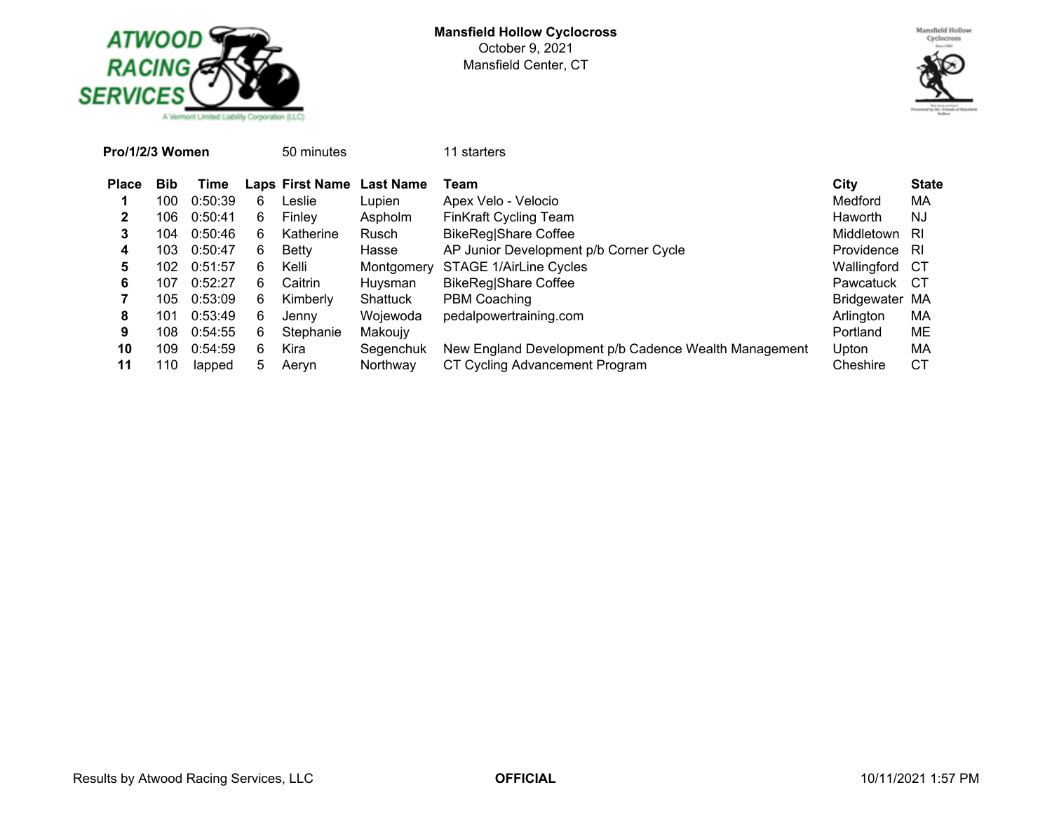**Mansfield Hollow Cyclocross**
October 9, 2021
Mansfield Center, CT

**Pro/1/2/3 Women** 50 minutes 11 starters

| Place | Bib | Time | Laps | First Name | Last Name | Team | City | State |
|---|---|---|---|---|---|---|---|---|
| **1** | 100 | 0:50:39 | 6 | Leslie | Lupien | Apex Velo - Velocio | Medford | MA |
| **2** | 106 | 0:50:41 | 6 | Finley | Aspholm | FinKraft Cycling Team | Haworth | NJ |
| **3** | 104 | 0:50:46 | 6 | Katherine | Rusch | BikeReg\|Share Coffee | Middletown | RI |
| **4** | 103 | 0:50:47 | 6 | Betty | Hasse | AP Junior Development p/b Corner Cycle | Providence | RI |
| **5** | 102 | 0:51:57 | 6 | Kelli | Montgomery | STAGE 1/AirLine Cycles | Wallingford | CT |
| **6** | 107 | 0:52:27 | 6 | Caitrin | Huysman | BikeReg\|Share Coffee | Pawcatuck | CT |
| **7** | 105 | 0:53:09 | 6 | Kimberly | Shattuck | PBM Coaching | Bridgewater | MA |
| **8** | 101 | 0:53:49 | 6 | Jenny | Wojewoda | pedalpowertraining.com | Arlington | MA |
| **9** | 108 | 0:54:55 | 6 | Stephanie | Makoujy | | Portland | ME |
| **10** | 109 | 0:54:59 | 6 | Kira | Segenchuk | New England Development p/b Cadence Wealth Management | Upton | MA |
| **11** | 110 | lapped | 5 | Aeryn | Northway | CT Cycling Advancement Program | Cheshire | CT |

Results by Atwood Racing Services, LLC **OFFICIAL** 10/11/2021 1:57 PM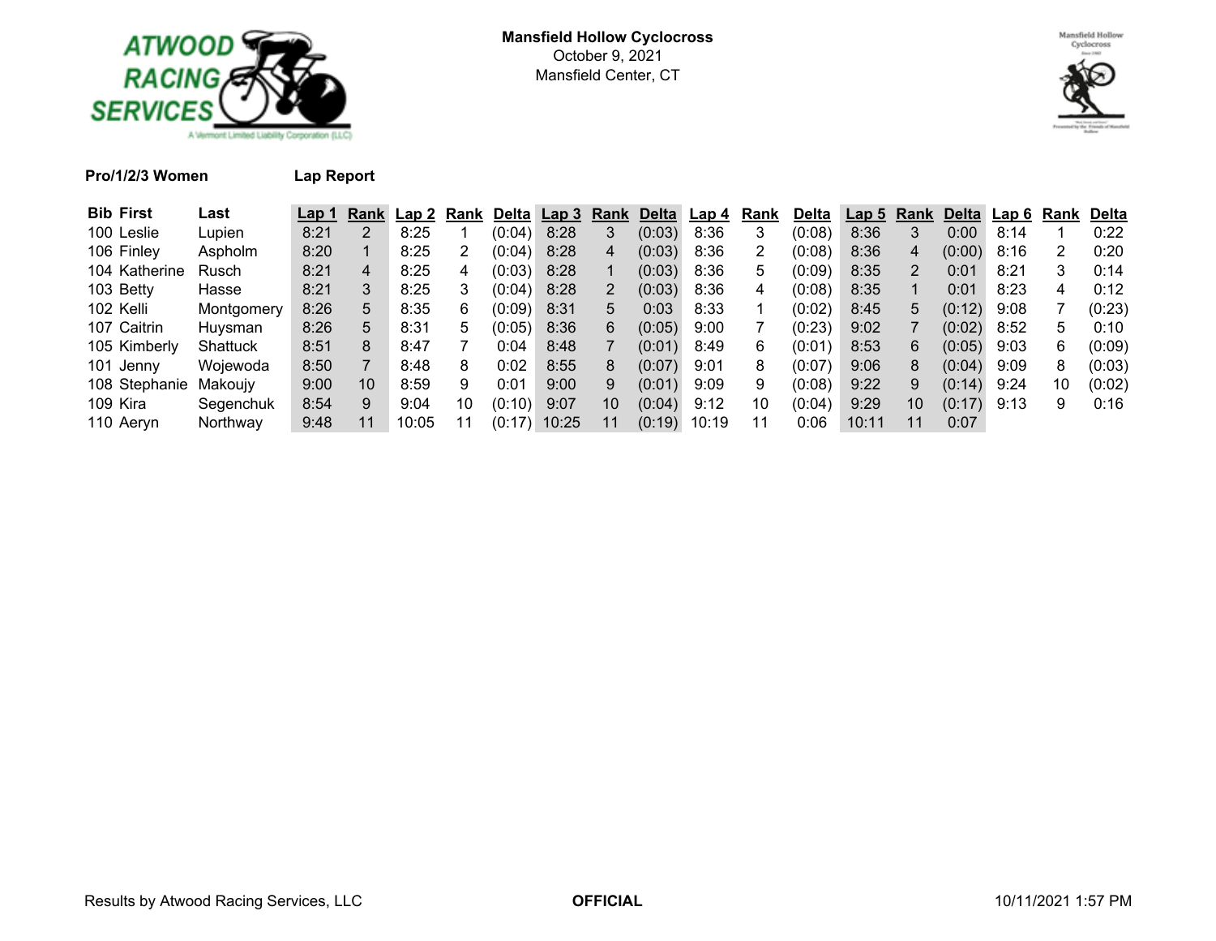**Mansfield Hollow Cyclocross**
October 9, 2021
Mansfield Center, CT

**Pro/1/2/3 Women** **Lap Report**

| Bib | First | Last | Lap 1 | Rank | Lap 2 | Rank | Delta | Lap 3 | Rank | Delta | Lap 4 | Rank | Delta | Lap 5 | Rank | Delta | Lap 6 | Rank | Delta |
|---|---|---|---|---|---|---|---|---|---|---|---|---|---|---|---|---|---|---|---|
| 100 | Leslie | Lupien | 8:21 | 2 | 8:25 | 1 | (0:04) | 8:28 | 3 | (0:03) | 8:36 | 3 | (0:08) | 8:36 | 3 | 0:00 | 8:14 | 1 | 0:22 |
| 106 | Finley | Aspholm | 8:20 | 1 | 8:25 | 2 | (0:04) | 8:28 | 4 | (0:03) | 8:36 | 2 | (0:08) | 8:36 | 4 | (0:00) | 8:16 | 2 | 0:20 |
| 104 | Katherine | Rusch | 8:21 | 4 | 8:25 | 4 | (0:03) | 8:28 | 1 | (0:03) | 8:36 | 5 | (0:09) | 8:35 | 2 | 0:01 | 8:21 | 3 | 0:14 |
| 103 | Betty | Hasse | 8:21 | 3 | 8:25 | 3 | (0:04) | 8:28 | 2 | (0:03) | 8:36 | 4 | (0:08) | 8:35 | 1 | 0:01 | 8:23 | 4 | 0:12 |
| 102 | Kelli | Montgomery | 8:26 | 5 | 8:35 | 6 | (0:09) | 8:31 | 5 | 0:03 | 8:33 | 1 | (0:02) | 8:45 | 5 | (0:12) | 9:08 | 7 | (0:23) |
| 107 | Caitrin | Huysman | 8:26 | 5 | 8:31 | 5 | (0:05) | 8:36 | 6 | (0:05) | 9:00 | 7 | (0:23) | 9:02 | 7 | (0:02) | 8:52 | 5 | 0:10 |
| 105 | Kimberly | Shattuck | 8:51 | 8 | 8:47 | 7 | 0:04 | 8:48 | 7 | (0:01) | 8:49 | 6 | (0:01) | 8:53 | 6 | (0:05) | 9:03 | 6 | (0:09) |
| 101 | Jenny | Wojewoda | 8:50 | 7 | 8:48 | 8 | 0:02 | 8:55 | 8 | (0:07) | 9:01 | 8 | (0:07) | 9:06 | 8 | (0:04) | 9:09 | 8 | (0:03) |
| 108 | Stephanie | Makoujy | 9:00 | 10 | 8:59 | 9 | 0:01 | 9:00 | 9 | (0:01) | 9:09 | 9 | (0:08) | 9:22 | 9 | (0:14) | 9:24 | 10 | (0:02) |
| 109 | Kira | Segenchuk | 8:54 | 9 | 9:04 | 10 | (0:10) | 9:07 | 10 | (0:04) | 9:12 | 10 | (0:04) | 9:29 | 10 | (0:17) | 9:13 | 9 | 0:16 |
| 110 | Aeryn | Northway | 9:48 | 11 | 10:05 | 11 | (0:17) | 10:25 | 11 | (0:19) | 10:19 | 11 | 0:06 | 10:11 | 11 | 0:07 | | | |

Results by Atwood Racing Services, LLC **OFFICIAL** 10/11/2021 1:57 PM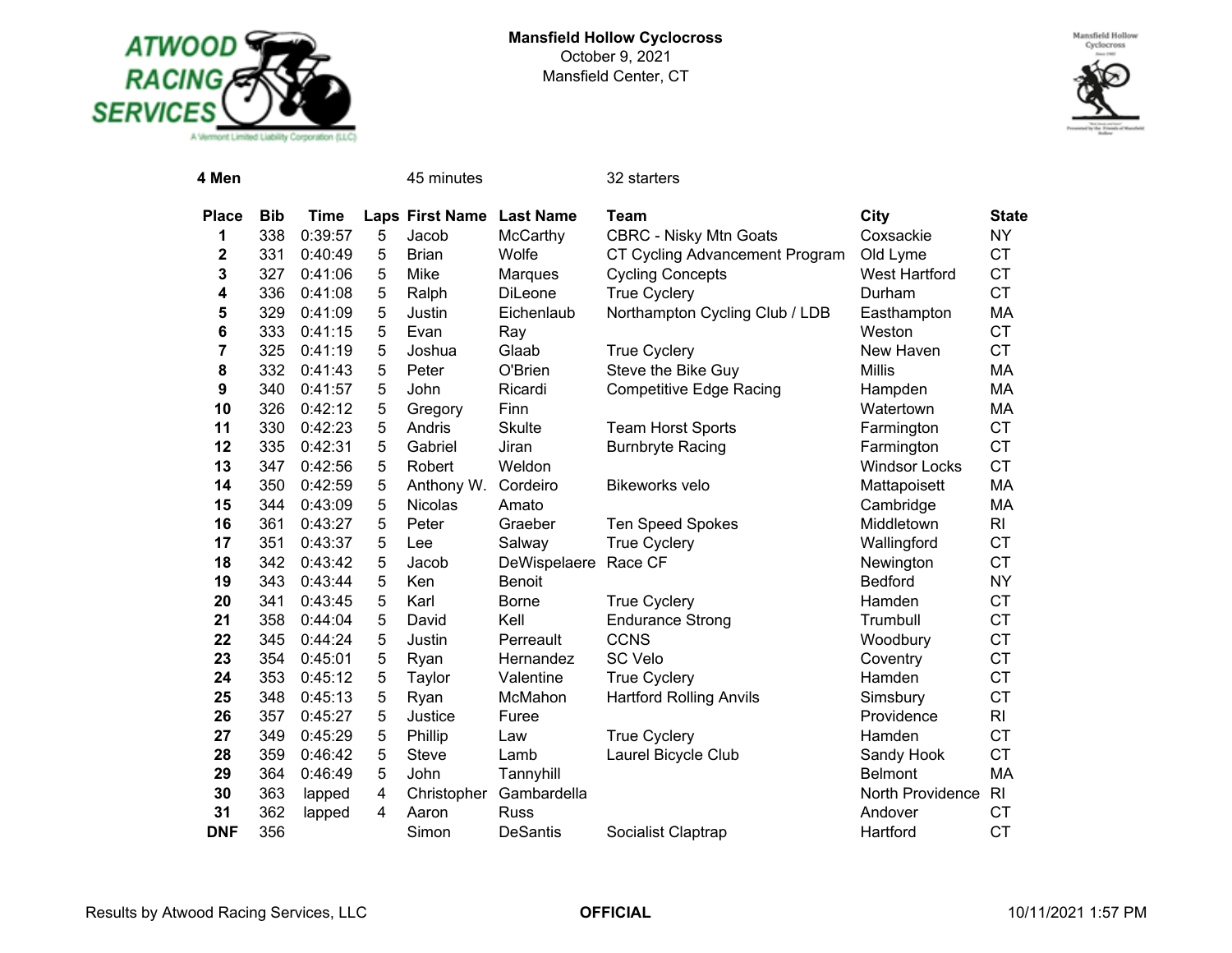**Mansfield Hollow Cyclocross**
October 9, 2021
Mansfield Center, CT

**4 Men** 45 minutes 32 starters

| Place | Bib | Time | Laps | First Name | Last Name | Team | City | State |
|---|---|---|---|---|---|---|---|---|
| 1 | 338 | 0:39:57 | 5 | Jacob | McCarthy | CBRC - Nisky Mtn Goats | Coxsackie | NY |
| 2 | 331 | 0:40:49 | 5 | Brian | Wolfe | CT Cycling Advancement Program | Old Lyme | CT |
| 3 | 327 | 0:41:06 | 5 | Mike | Marques | Cycling Concepts | West Hartford | CT |
| 4 | 336 | 0:41:08 | 5 | Ralph | DiLeone | True Cyclery | Durham | CT |
| 5 | 329 | 0:41:09 | 5 | Justin | Eichenlaub | Northampton Cycling Club / LDB | Easthampton | MA |
| 6 | 333 | 0:41:15 | 5 | Evan | Ray | | Weston | CT |
| 7 | 325 | 0:41:19 | 5 | Joshua | Glaab | True Cyclery | New Haven | CT |
| 8 | 332 | 0:41:43 | 5 | Peter | O'Brien | Steve the Bike Guy | Millis | MA |
| 9 | 340 | 0:41:57 | 5 | John | Ricardi | Competitive Edge Racing | Hampden | MA |
| 10 | 326 | 0:42:12 | 5 | Gregory | Finn | | Watertown | MA |
| 11 | 330 | 0:42:23 | 5 | Andris | Skulte | Team Horst Sports | Farmington | CT |
| 12 | 335 | 0:42:31 | 5 | Gabriel | Jiran | Burnbryte Racing | Farmington | CT |
| 13 | 347 | 0:42:56 | 5 | Robert | Weldon | | Windsor Locks | CT |
| 14 | 350 | 0:42:59 | 5 | Anthony W. | Cordeiro | Bikeworks velo | Mattapoisett | MA |
| 15 | 344 | 0:43:09 | 5 | Nicolas | Amato | | Cambridge | MA |
| 16 | 361 | 0:43:27 | 5 | Peter | Graeber | Ten Speed Spokes | Middletown | RI |
| 17 | 351 | 0:43:37 | 5 | Lee | Salway | True Cyclery | Wallingford | CT |
| 18 | 342 | 0:43:42 | 5 | Jacob | DeWispelaere | Race CF | Newington | CT |
| 19 | 343 | 0:43:44 | 5 | Ken | Benoit | | Bedford | NY |
| 20 | 341 | 0:43:45 | 5 | Karl | Borne | True Cyclery | Hamden | CT |
| 21 | 358 | 0:44:04 | 5 | David | Kell | Endurance Strong | Trumbull | CT |
| 22 | 345 | 0:44:24 | 5 | Justin | Perreault | CCNS | Woodbury | CT |
| 23 | 354 | 0:45:01 | 5 | Ryan | Hernandez | SC Velo | Coventry | CT |
| 24 | 353 | 0:45:12 | 5 | Taylor | Valentine | True Cyclery | Hamden | CT |
| 25 | 348 | 0:45:13 | 5 | Ryan | McMahon | Hartford Rolling Anvils | Simsbury | CT |
| 26 | 357 | 0:45:27 | 5 | Justice | Furee | | Providence | RI |
| 27 | 349 | 0:45:29 | 5 | Phillip | Law | True Cyclery | Hamden | CT |
| 28 | 359 | 0:46:42 | 5 | Steve | Lamb | Laurel Bicycle Club | Sandy Hook | CT |
| 29 | 364 | 0:46:49 | 5 | John | Tannyhill | | Belmont | MA |
| 30 | 363 | lapped | 4 | Christopher | Gambardella | | North Providence | RI |
| 31 | 362 | lapped | 4 | Aaron | Russ | | Andover | CT |
| DNF | 356 | | | Simon | DeSantis | Socialist Claptrap | Hartford | CT |

Results by Atwood Racing Services, LLC **OFFICIAL** 10/11/2021 1:57 PM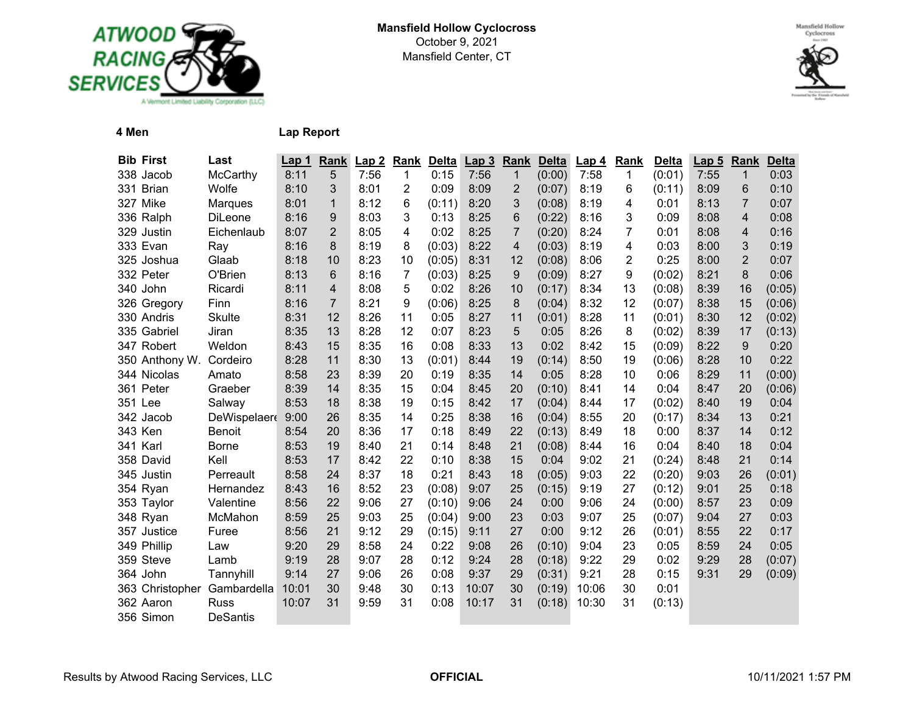**Mansfield Hollow Cyclocross**
October 9, 2021
Mansfield Center, CT

**4 Men** **Lap Report**

| Bib | First | Last | Lap 1 | Rank | Lap 2 | Rank | Delta | Lap 3 | Rank | Delta | Lap 4 | Rank | Delta | Lap 5 | Rank | Delta |
|---|---|---|---|---|---|---|---|---|---|---|---|---|---|---|---|---|
| 338 | Jacob | McCarthy | 8:11 | 5 | 7:56 | 1 | 0:15 | 7:56 | 1 | (0:00) | 7:58 | 1 | (0:01) | 7:55 | 1 | 0:03 |
| 331 | Brian | Wolfe | 8:10 | 3 | 8:01 | 2 | 0:09 | 8:09 | 2 | (0:07) | 8:19 | 6 | (0:11) | 8:09 | 6 | 0:10 |
| 327 | Mike | Marques | 8:01 | 1 | 8:12 | 6 | (0:11) | 8:20 | 3 | (0:08) | 8:19 | 4 | 0:01 | 8:13 | 7 | 0:07 |
| 336 | Ralph | DiLeone | 8:16 | 9 | 8:03 | 3 | 0:13 | 8:25 | 6 | (0:22) | 8:16 | 3 | 0:09 | 8:08 | 4 | 0:08 |
| 329 | Justin | Eichenlaub | 8:07 | 2 | 8:05 | 4 | 0:02 | 8:25 | 7 | (0:20) | 8:24 | 7 | 0:01 | 8:08 | 4 | 0:16 |
| 333 | Evan | Ray | 8:16 | 8 | 8:19 | 8 | (0:03) | 8:22 | 4 | (0:03) | 8:19 | 4 | 0:03 | 8:00 | 3 | 0:19 |
| 325 | Joshua | Glaab | 8:18 | 10 | 8:23 | 10 | (0:05) | 8:31 | 12 | (0:08) | 8:06 | 2 | 0:25 | 8:00 | 2 | 0:07 |
| 332 | Peter | O'Brien | 8:13 | 6 | 8:16 | 7 | (0:03) | 8:25 | 9 | (0:09) | 8:27 | 9 | (0:02) | 8:21 | 8 | 0:06 |
| 340 | John | Ricardi | 8:11 | 4 | 8:08 | 5 | 0:02 | 8:26 | 10 | (0:17) | 8:34 | 13 | (0:08) | 8:39 | 16 | (0:05) |
| 326 | Gregory | Finn | 8:16 | 7 | 8:21 | 9 | (0:06) | 8:25 | 8 | (0:04) | 8:32 | 12 | (0:07) | 8:38 | 15 | (0:06) |
| 330 | Andris | Skulte | 8:31 | 12 | 8:26 | 11 | 0:05 | 8:27 | 11 | (0:01) | 8:28 | 11 | (0:01) | 8:30 | 12 | (0:02) |
| 335 | Gabriel | Jiran | 8:35 | 13 | 8:28 | 12 | 0:07 | 8:23 | 5 | 0:05 | 8:26 | 8 | (0:02) | 8:39 | 17 | (0:13) |
| 347 | Robert | Weldon | 8:43 | 15 | 8:35 | 16 | 0:08 | 8:33 | 13 | 0:02 | 8:42 | 15 | (0:09) | 8:22 | 9 | 0:20 |
| 350 | Anthony W. | Cordeiro | 8:28 | 11 | 8:30 | 13 | (0:01) | 8:44 | 19 | (0:14) | 8:50 | 19 | (0:06) | 8:28 | 10 | 0:22 |
| 344 | Nicolas | Amato | 8:58 | 23 | 8:39 | 20 | 0:19 | 8:35 | 14 | 0:05 | 8:28 | 10 | 0:06 | 8:29 | 11 | (0:00) |
| 361 | Peter | Graeber | 8:39 | 14 | 8:35 | 15 | 0:04 | 8:45 | 20 | (0:10) | 8:41 | 14 | 0:04 | 8:47 | 20 | (0:06) |
| 351 | Lee | Salway | 8:53 | 18 | 8:38 | 19 | 0:15 | 8:42 | 17 | (0:04) | 8:44 | 17 | (0:02) | 8:40 | 19 | 0:04 |
| 342 | Jacob | DeWispelaere | 9:00 | 26 | 8:35 | 14 | 0:25 | 8:38 | 16 | (0:04) | 8:55 | 20 | (0:17) | 8:34 | 13 | 0:21 |
| 343 | Ken | Benoit | 8:54 | 20 | 8:36 | 17 | 0:18 | 8:49 | 22 | (0:13) | 8:49 | 18 | 0:00 | 8:37 | 14 | 0:12 |
| 341 | Karl | Borne | 8:53 | 19 | 8:40 | 21 | 0:14 | 8:48 | 21 | (0:08) | 8:44 | 16 | 0:04 | 8:40 | 18 | 0:04 |
| 358 | David | Kell | 8:53 | 17 | 8:42 | 22 | 0:10 | 8:38 | 15 | 0:04 | 9:02 | 21 | (0:24) | 8:48 | 21 | 0:14 |
| 345 | Justin | Perreault | 8:58 | 24 | 8:37 | 18 | 0:21 | 8:43 | 18 | (0:05) | 9:03 | 22 | (0:20) | 9:03 | 26 | (0:01) |
| 354 | Ryan | Hernandez | 8:43 | 16 | 8:52 | 23 | (0:08) | 9:07 | 25 | (0:15) | 9:19 | 27 | (0:12) | 9:01 | 25 | 0:18 |
| 353 | Taylor | Valentine | 8:56 | 22 | 9:06 | 27 | (0:10) | 9:06 | 24 | 0:00 | 9:06 | 24 | (0:00) | 8:57 | 23 | 0:09 |
| 348 | Ryan | McMahon | 8:59 | 25 | 9:03 | 25 | (0:04) | 9:00 | 23 | 0:03 | 9:07 | 25 | (0:07) | 9:04 | 27 | 0:03 |
| 357 | Justice | Furee | 8:56 | 21 | 9:12 | 29 | (0:15) | 9:11 | 27 | 0:00 | 9:12 | 26 | (0:01) | 8:55 | 22 | 0:17 |
| 349 | Phillip | Law | 9:20 | 29 | 8:58 | 24 | 0:22 | 9:08 | 26 | (0:10) | 9:04 | 23 | 0:05 | 8:59 | 24 | 0:05 |
| 359 | Steve | Lamb | 9:19 | 28 | 9:07 | 28 | 0:12 | 9:24 | 28 | (0:18) | 9:22 | 29 | 0:02 | 9:29 | 28 | (0:07) |
| 364 | John | Tannyhill | 9:14 | 27 | 9:06 | 26 | 0:08 | 9:37 | 29 | (0:31) | 9:21 | 28 | 0:15 | 9:31 | 29 | (0:09) |
| 363 | Christopher | Gambardella | 10:01 | 30 | 9:48 | 30 | 0:13 | 10:07 | 30 | (0:19) | 10:06 | 30 | 0:01 | | | |
| 362 | Aaron | Russ | 10:07 | 31 | 9:59 | 31 | 0:08 | 10:17 | 31 | (0:18) | 10:30 | 31 | (0:13) | | | |
| 356 | Simon | DeSantis | | | | | | | | | | | | | | |

Results by Atwood Racing Services, LLC **OFFICIAL** 10/11/2021 1:57 PM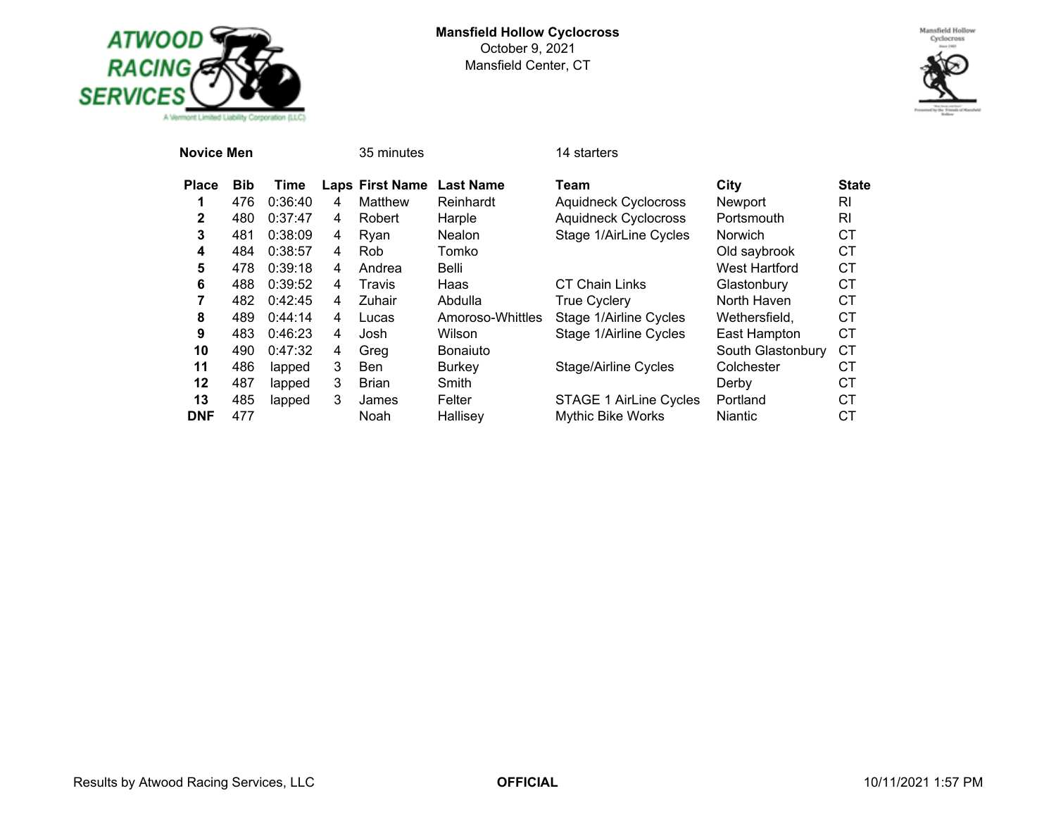**Mansfield Hollow Cyclocross**
October 9, 2021
Mansfield Center, CT

**Novice Men** 35 minutes 14 starters

| Place | Bib | Time | Laps | First Name | Last Name | Team | City | State |
|---|---|---|---|---|---|---|---|---|
| **1** | 476 | 0:36:40 | 4 | Matthew | Reinhardt | Aquidneck Cyclocross | Newport | RI |
| **2** | 480 | 0:37:47 | 4 | Robert | Harple | Aquidneck Cyclocross | Portsmouth | RI |
| **3** | 481 | 0:38:09 | 4 | Ryan | Nealon | Stage 1/AirLine Cycles | Norwich | CT |
| **4** | 484 | 0:38:57 | 4 | Rob | Tomko | | Old saybrook | CT |
| **5** | 478 | 0:39:18 | 4 | Andrea | Belli | | West Hartford | CT |
| **6** | 488 | 0:39:52 | 4 | Travis | Haas | CT Chain Links | Glastonbury | CT |
| **7** | 482 | 0:42:45 | 4 | Zuhair | Abdulla | True Cyclery | North Haven | CT |
| **8** | 489 | 0:44:14 | 4 | Lucas | Amoroso-Whittles | Stage 1/Airline Cycles | Wethersfield, | CT |
| **9** | 483 | 0:46:23 | 4 | Josh | Wilson | Stage 1/Airline Cycles | East Hampton | CT |
| **10** | 490 | 0:47:32 | 4 | Greg | Bonaiuto | | South Glastonbury | CT |
| **11** | 486 | lapped | 3 | Ben | Burkey | Stage/Airline Cycles | Colchester | CT |
| **12** | 487 | lapped | 3 | Brian | Smith | | Derby | CT |
| **13** | 485 | lapped | 3 | James | Felter | STAGE 1 AirLine Cycles | Portland | CT |
| **DNF** | 477 | | | Noah | Hallisey | Mythic Bike Works | Niantic | CT |

Results by Atwood Racing Services, LLC **OFFICIAL** 10/11/2021 1:57 PM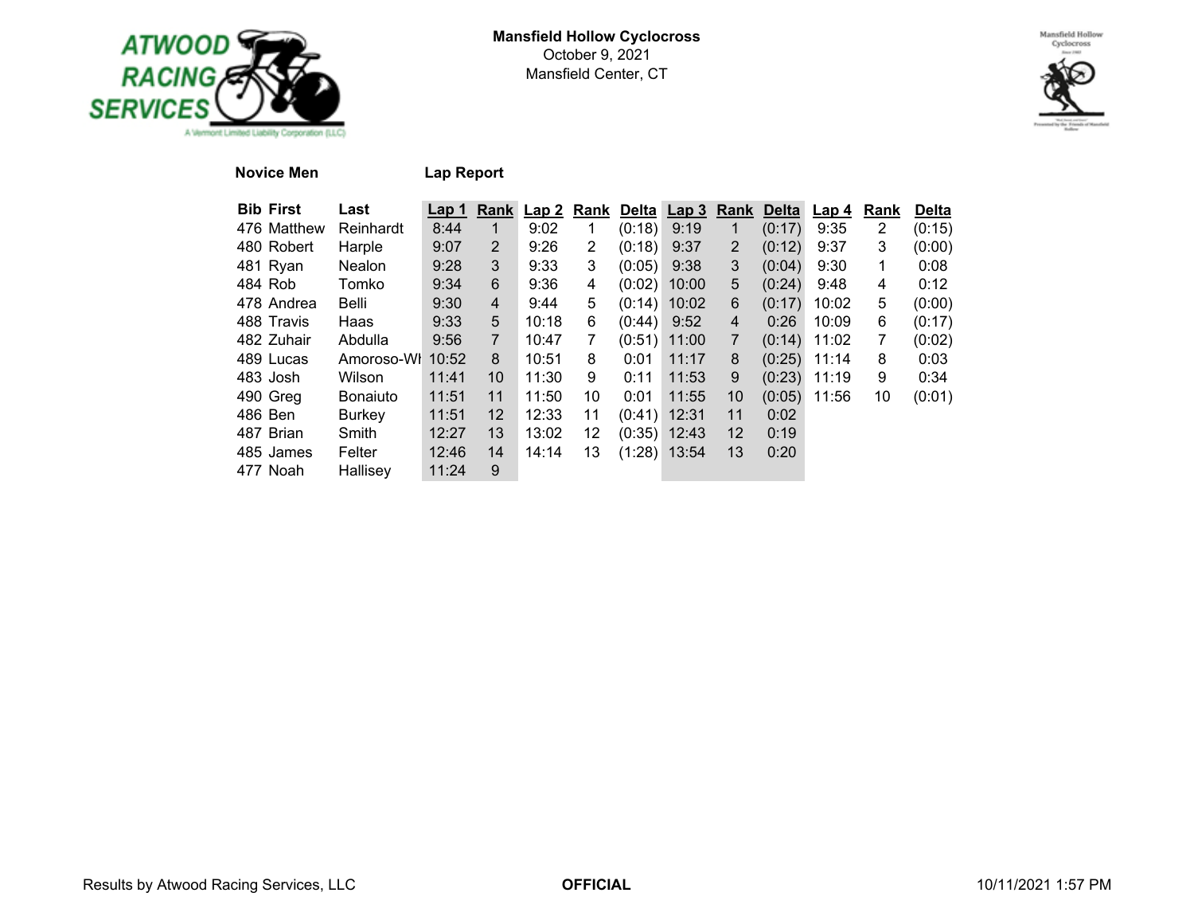**Mansfield Hollow Cyclocross**
October 9, 2021
Mansfield Center, CT

**Novice Men** **Lap Report**

| Bib | First | Last | Lap 1 | Rank | Lap 2 | Rank | Delta | Lap 3 | Rank | Delta | Lap 4 | Rank | Delta |
|---|---|---|---|---|---|---|---|---|---|---|---|---|---|
| 476 | Matthew | Reinhardt | 8:44 | 1 | 9:02 | 1 | (0:18) | 9:19 | 1 | (0:17) | 9:35 | 2 | (0:15) |
| 480 | Robert | Harple | 9:07 | 2 | 9:26 | 2 | (0:18) | 9:37 | 2 | (0:12) | 9:37 | 3 | (0:00) |
| 481 | Ryan | Nealon | 9:28 | 3 | 9:33 | 3 | (0:05) | 9:38 | 3 | (0:04) | 9:30 | 1 | 0:08 |
| 484 | Rob | Tomko | 9:34 | 6 | 9:36 | 4 | (0:02) | 10:00 | 5 | (0:24) | 9:48 | 4 | 0:12 |
| 478 | Andrea | Belli | 9:30 | 4 | 9:44 | 5 | (0:14) | 10:02 | 6 | (0:17) | 10:02 | 5 | (0:00) |
| 488 | Travis | Haas | 9:33 | 5 | 10:18 | 6 | (0:44) | 9:52 | 4 | 0:26 | 10:09 | 6 | (0:17) |
| 482 | Zuhair | Abdulla | 9:56 | 7 | 10:47 | 7 | (0:51) | 11:00 | 7 | (0:14) | 11:02 | 7 | (0:02) |
| 489 | Lucas | Amoroso-Wh | 10:52 | 8 | 10:51 | 8 | 0:01 | 11:17 | 8 | (0:25) | 11:14 | 8 | 0:03 |
| 483 | Josh | Wilson | 11:41 | 10 | 11:30 | 9 | 0:11 | 11:53 | 9 | (0:23) | 11:19 | 9 | 0:34 |
| 490 | Greg | Bonaiuto | 11:51 | 11 | 11:50 | 10 | 0:01 | 11:55 | 10 | (0:05) | 11:56 | 10 | (0:01) |
| 486 | Ben | Burkey | 11:51 | 12 | 12:33 | 11 | (0:41) | 12:31 | 11 | 0:02 | | | |
| 487 | Brian | Smith | 12:27 | 13 | 13:02 | 12 | (0:35) | 12:43 | 12 | 0:19 | | | |
| 485 | James | Felter | 12:46 | 14 | 14:14 | 13 | (1:28) | 13:54 | 13 | 0:20 | | | |
| 477 | Noah | Hallisey | 11:24 | 9 | | | | | | | | | |

Results by Atwood Racing Services, LLC **OFFICIAL** 10/11/2021 1:57 PM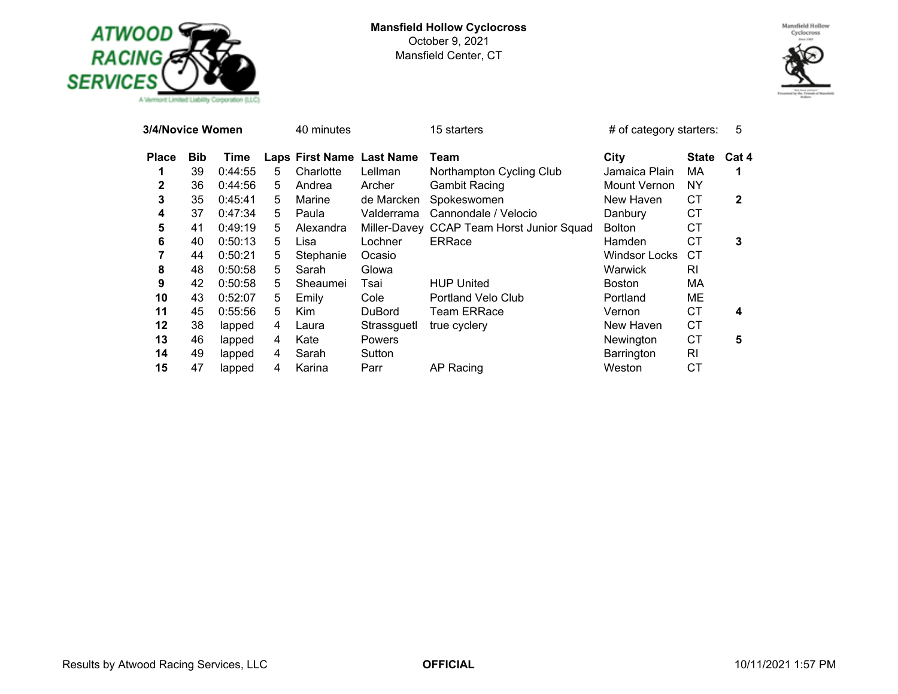**Mansfield Hollow Cyclocross**
October 9, 2021
Mansfield Center, CT

**3/4/Novice Women** 40 minutes 15 starters # of category starters: 5

| Place | Bib | Time | Laps | First Name | Last Name | Team | City | State | Cat 4 |
|---|---|---|---|---|---|---|---|---|---|
| 1 | 39 | 0:44:55 | 5 | Charlotte | Lellman | Northampton Cycling Club | Jamaica Plain | MA | 1 |
| 2 | 36 | 0:44:56 | 5 | Andrea | Archer | Gambit Racing | Mount Vernon | NY | |
| 3 | 35 | 0:45:41 | 5 | Marine | de Marcken | Spokeswomen | New Haven | CT | 2 |
| 4 | 37 | 0:47:34 | 5 | Paula | Valderrama | Cannondale / Velocio | Danbury | CT | |
| 5 | 41 | 0:49:19 | 5 | Alexandra | Miller-Davey | CCAP Team Horst Junior Squad | Bolton | CT | |
| 6 | 40 | 0:50:13 | 5 | Lisa | Lochner | ERRace | Hamden | CT | 3 |
| 7 | 44 | 0:50:21 | 5 | Stephanie | Ocasio | | Windsor Locks | CT | |
| 8 | 48 | 0:50:58 | 5 | Sarah | Glowa | | Warwick | RI | |
| 9 | 42 | 0:50:58 | 5 | Sheaumei | Tsai | HUP United | Boston | MA | |
| 10 | 43 | 0:52:07 | 5 | Emily | Cole | Portland Velo Club | Portland | ME | |
| 11 | 45 | 0:55:56 | 5 | Kim | DuBord | Team ERRace | Vernon | CT | 4 |
| 12 | 38 | lapped | 4 | Laura | Strassguetl | true cyclery | New Haven | CT | |
| 13 | 46 | lapped | 4 | Kate | Powers | | Newington | CT | 5 |
| 14 | 49 | lapped | 4 | Sarah | Sutton | | Barrington | RI | |
| 15 | 47 | lapped | 4 | Karina | Parr | AP Racing | Weston | CT | |

Results by Atwood Racing Services, LLC **OFFICIAL** 10/11/2021 1:57 PM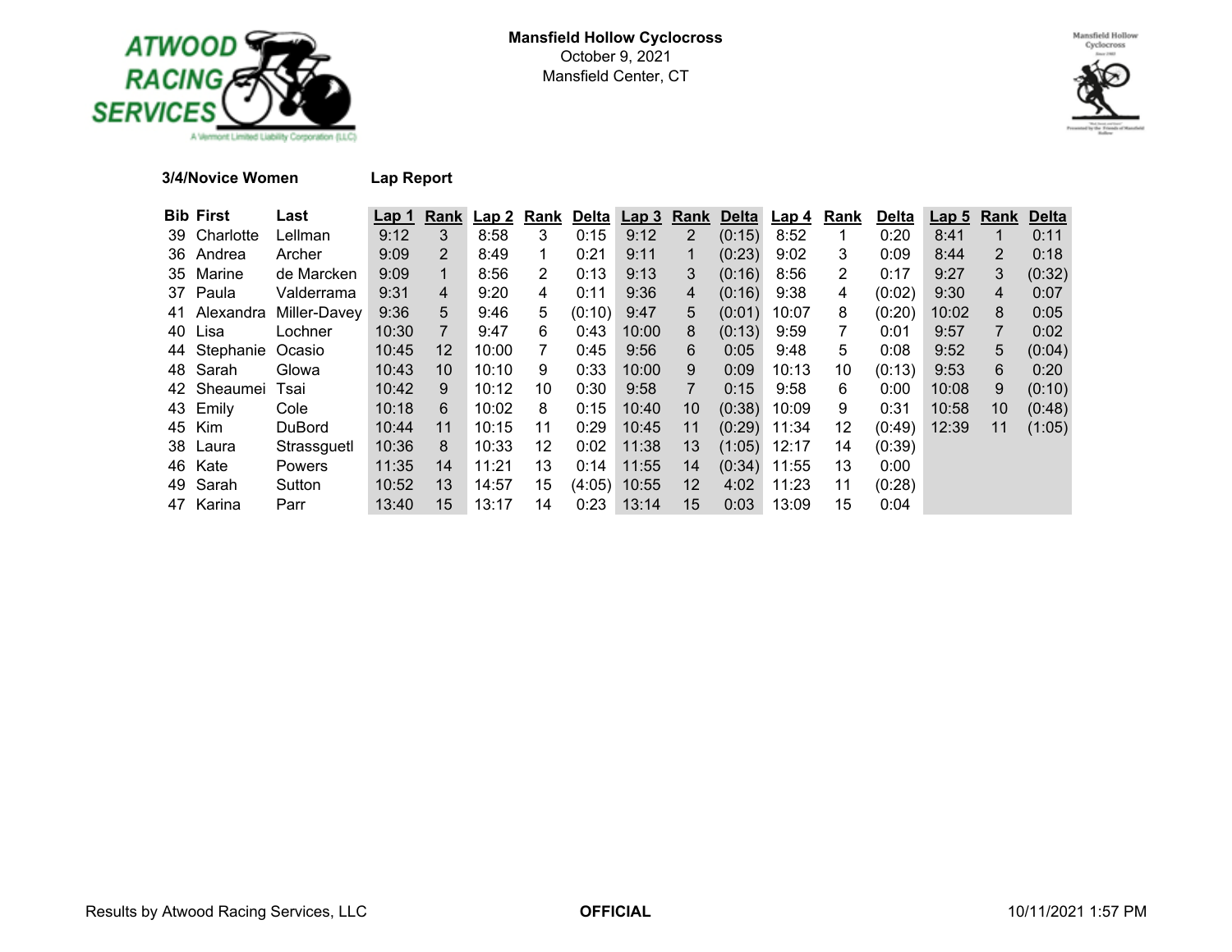**Mansfield Hollow Cyclocross**
October 9, 2021
Mansfield Center, CT

**3/4/Novice Women** **Lap Report**

| Bib | First | Last | Lap 1 | Rank | Lap 2 | Rank | Delta | Lap 3 | Rank | Delta | Lap 4 | Rank | Delta | Lap 5 | Rank | Delta |
|---|---|---|---|---|---|---|---|---|---|---|---|---|---|---|---|---|
| 39 | Charlotte | Lellman | 9:12 | 3 | 8:58 | 3 | 0:15 | 9:12 | 2 | (0:15) | 8:52 | 1 | 0:20 | 8:41 | 1 | 0:11 |
| 36 | Andrea | Archer | 9:09 | 2 | 8:49 | 1 | 0:21 | 9:11 | 1 | (0:23) | 9:02 | 3 | 0:09 | 8:44 | 2 | 0:18 |
| 35 | Marine | de Marcken | 9:09 | 1 | 8:56 | 2 | 0:13 | 9:13 | 3 | (0:16) | 8:56 | 2 | 0:17 | 9:27 | 3 | (0:32) |
| 37 | Paula | Valderrama | 9:31 | 4 | 9:20 | 4 | 0:11 | 9:36 | 4 | (0:16) | 9:38 | 4 | (0:02) | 9:30 | 4 | 0:07 |
| 41 | Alexandra | Miller-Davey | 9:36 | 5 | 9:46 | 5 | (0:10) | 9:47 | 5 | (0:01) | 10:07 | 8 | (0:20) | 10:02 | 8 | 0:05 |
| 40 | Lisa | Lochner | 10:30 | 7 | 9:47 | 6 | 0:43 | 10:00 | 8 | (0:13) | 9:59 | 7 | 0:01 | 9:57 | 7 | 0:02 |
| 44 | Stephanie | Ocasio | 10:45 | 12 | 10:00 | 7 | 0:45 | 9:56 | 6 | 0:05 | 9:48 | 5 | 0:08 | 9:52 | 5 | (0:04) |
| 48 | Sarah | Glowa | 10:43 | 10 | 10:10 | 9 | 0:33 | 10:00 | 9 | 0:09 | 10:13 | 10 | (0:13) | 9:53 | 6 | 0:20 |
| 42 | Sheaumei | Tsai | 10:42 | 9 | 10:12 | 10 | 0:30 | 9:58 | 7 | 0:15 | 9:58 | 6 | 0:00 | 10:08 | 9 | (0:10) |
| 43 | Emily | Cole | 10:18 | 6 | 10:02 | 8 | 0:15 | 10:40 | 10 | (0:38) | 10:09 | 9 | 0:31 | 10:58 | 10 | (0:48) |
| 45 | Kim | DuBord | 10:44 | 11 | 10:15 | 11 | 0:29 | 10:45 | 11 | (0:29) | 11:34 | 12 | (0:49) | 12:39 | 11 | (1:05) |
| 38 | Laura | Strassguetl | 10:36 | 8 | 10:33 | 12 | 0:02 | 11:38 | 13 | (1:05) | 12:17 | 14 | (0:39) | | | |
| 46 | Kate | Powers | 11:35 | 14 | 11:21 | 13 | 0:14 | 11:55 | 14 | (0:34) | 11:55 | 13 | 0:00 | | | |
| 49 | Sarah | Sutton | 10:52 | 13 | 14:57 | 15 | (4:05) | 10:55 | 12 | 4:02 | 11:23 | 11 | (0:28) | | | |
| 47 | Karina | Parr | 13:40 | 15 | 13:17 | 14 | 0:23 | 13:14 | 15 | 0:03 | 13:09 | 15 | 0:04 | | | |

Results by Atwood Racing Services, LLC **OFFICIAL** 10/11/2021 1:57 PM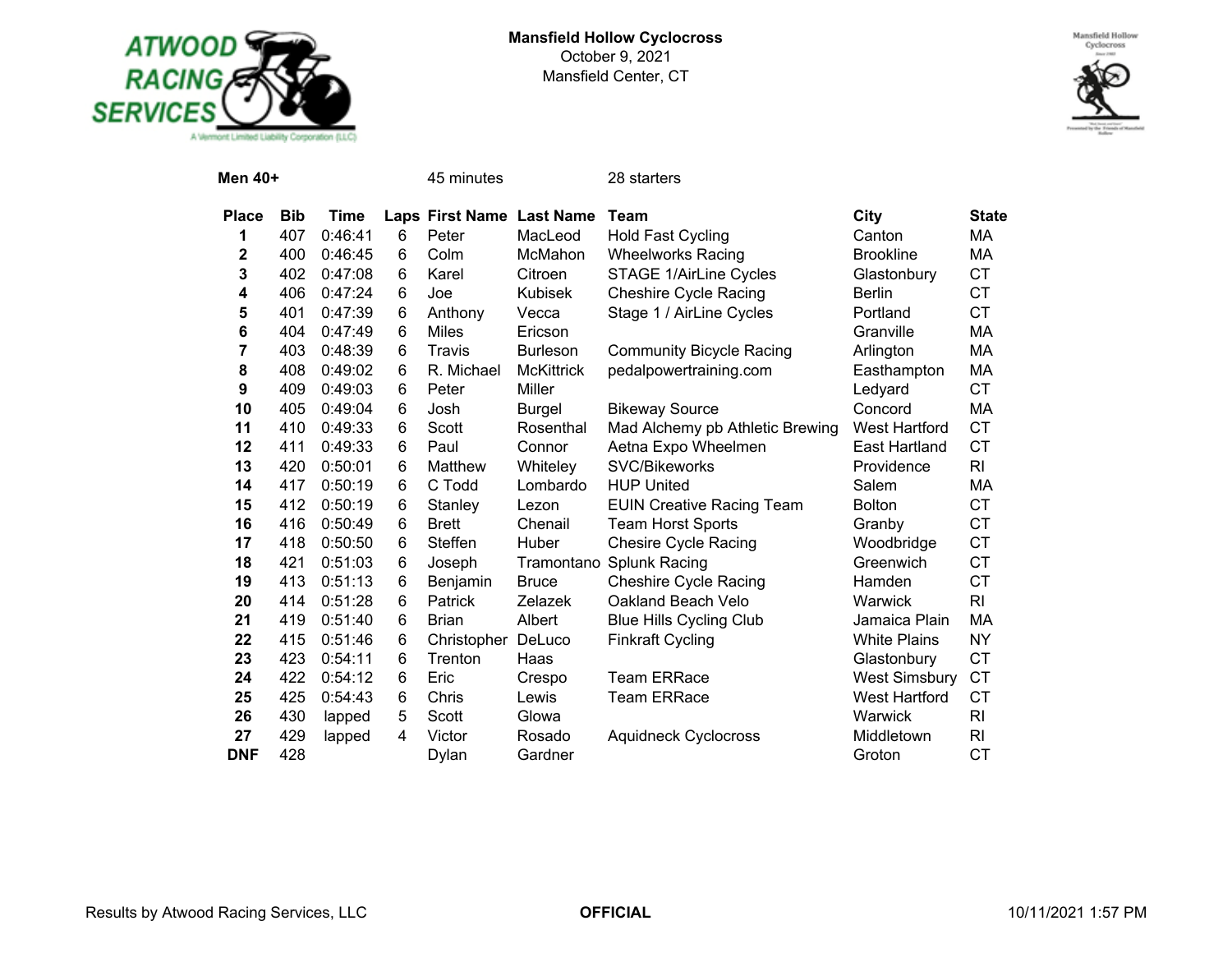**Mansfield Hollow Cyclocross**
October 9, 2021
Mansfield Center, CT

**Men 40+** 45 minutes 28 starters

| Place | Bib | Time | Laps | First Name | Last Name | Team | City | State |
|---|---|---|---|---|---|---|---|---|
| 1 | 407 | 0:46:41 | 6 | Peter | MacLeod | Hold Fast Cycling | Canton | MA |
| 2 | 400 | 0:46:45 | 6 | Colm | McMahon | Wheelworks Racing | Brookline | MA |
| 3 | 402 | 0:47:08 | 6 | Karel | Citroen | STAGE 1/AirLine Cycles | Glastonbury | CT |
| 4 | 406 | 0:47:24 | 6 | Joe | Kubisek | Cheshire Cycle Racing | Berlin | CT |
| 5 | 401 | 0:47:39 | 6 | Anthony | Vecca | Stage 1 / AirLine Cycles | Portland | CT |
| 6 | 404 | 0:47:49 | 6 | Miles | Ericson | | Granville | MA |
| 7 | 403 | 0:48:39 | 6 | Travis | Burleson | Community Bicycle Racing | Arlington | MA |
| 8 | 408 | 0:49:02 | 6 | R. Michael | McKittrick | pedalpowertraining.com | Easthampton | MA |
| 9 | 409 | 0:49:03 | 6 | Peter | Miller | | Ledyard | CT |
| 10 | 405 | 0:49:04 | 6 | Josh | Burgel | Bikeway Source | Concord | MA |
| 11 | 410 | 0:49:33 | 6 | Scott | Rosenthal | Mad Alchemy pb Athletic Brewing | West Hartford | CT |
| 12 | 411 | 0:49:33 | 6 | Paul | Connor | Aetna Expo Wheelmen | East Hartland | CT |
| 13 | 420 | 0:50:01 | 6 | Matthew | Whiteley | SVC/Bikeworks | Providence | RI |
| 14 | 417 | 0:50:19 | 6 | C Todd | Lombardo | HUP United | Salem | MA |
| 15 | 412 | 0:50:19 | 6 | Stanley | Lezon | EUIN Creative Racing Team | Bolton | CT |
| 16 | 416 | 0:50:49 | 6 | Brett | Chenail | Team Horst Sports | Granby | CT |
| 17 | 418 | 0:50:50 | 6 | Steffen | Huber | Chesire Cycle Racing | Woodbridge | CT |
| 18 | 421 | 0:51:03 | 6 | Joseph | Tramontano | Splunk Racing | Greenwich | CT |
| 19 | 413 | 0:51:13 | 6 | Benjamin | Bruce | Cheshire Cycle Racing | Hamden | CT |
| 20 | 414 | 0:51:28 | 6 | Patrick | Zelazek | Oakland Beach Velo | Warwick | RI |
| 21 | 419 | 0:51:40 | 6 | Brian | Albert | Blue Hills Cycling Club | Jamaica Plain | MA |
| 22 | 415 | 0:51:46 | 6 | Christopher | DeLuco | Finkraft Cycling | White Plains | NY |
| 23 | 423 | 0:54:11 | 6 | Trenton | Haas | | Glastonbury | CT |
| 24 | 422 | 0:54:12 | 6 | Eric | Crespo | Team ERRace | West Simsbury | CT |
| 25 | 425 | 0:54:43 | 6 | Chris | Lewis | Team ERRace | West Hartford | CT |
| 26 | 430 | lapped | 5 | Scott | Glowa | | Warwick | RI |
| 27 | 429 | lapped | 4 | Victor | Rosado | Aquidneck Cyclocross | Middletown | RI |
| DNF | 428 | | | Dylan | Gardner | | Groton | CT |

Results by Atwood Racing Services, LLC **OFFICIAL** 10/11/2021 1:57 PM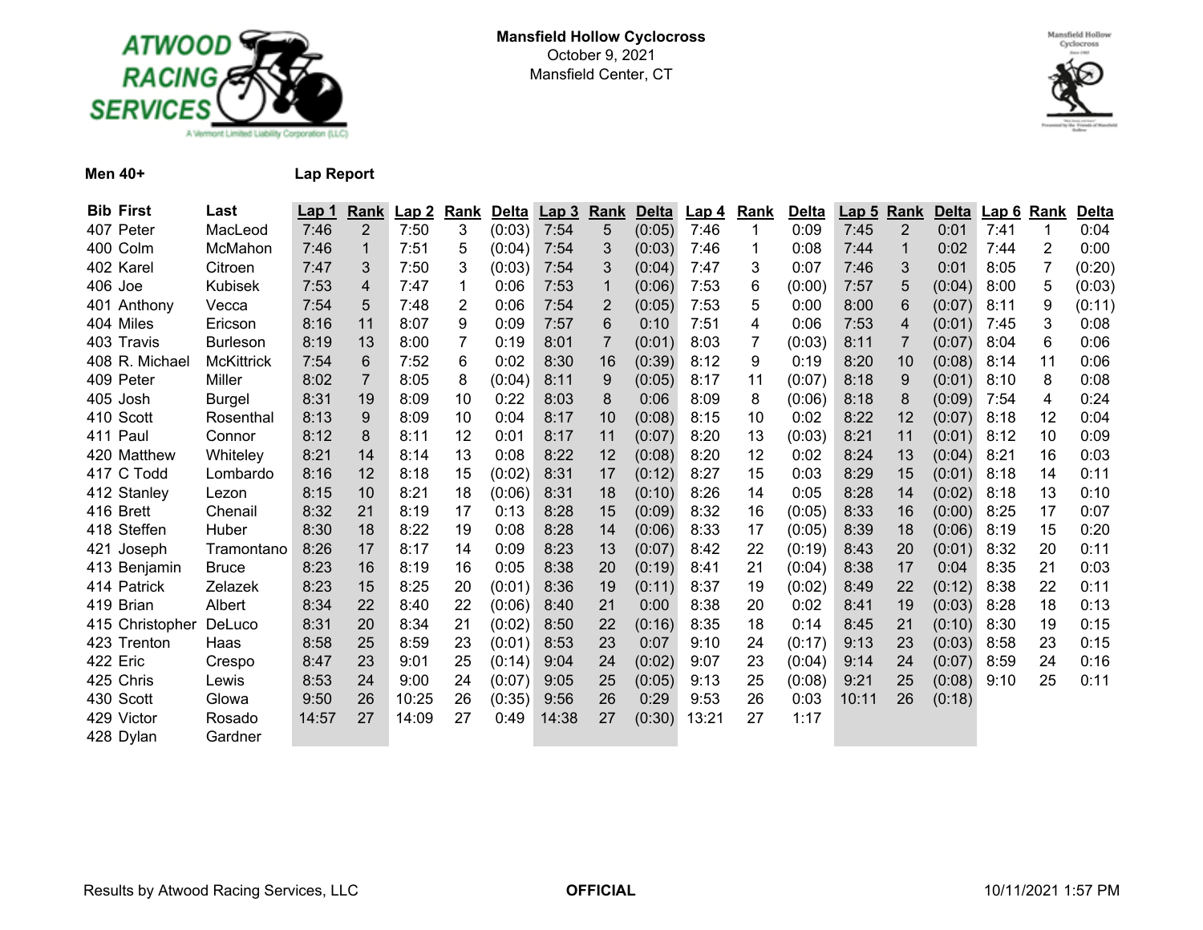**Mansfield Hollow Cyclocross**
October 9, 2021
Mansfield Center, CT

**Men 40+** **Lap Report**

| Bib | First | Last | Lap 1 | Rank | Lap 2 | Rank | Delta | Lap 3 | Rank | Delta | Lap 4 | Rank | Delta | Lap 5 | Rank | Delta | Lap 6 | Rank | Delta |
|---|---|---|---|---|---|---|---|---|---|---|---|---|---|---|---|---|---|---|---|
| 407 | Peter | MacLeod | 7:46 | 2 | 7:50 | 3 | (0:03) | 7:54 | 5 | (0:05) | 7:46 | 1 | 0:09 | 7:45 | 2 | 0:01 | 7:41 | 1 | 0:04 |
| 400 | Colm | McMahon | 7:46 | 1 | 7:51 | 5 | (0:04) | 7:54 | 3 | (0:03) | 7:46 | 1 | 0:08 | 7:44 | 1 | 0:02 | 7:44 | 2 | 0:00 |
| 402 | Karel | Citroen | 7:47 | 3 | 7:50 | 3 | (0:03) | 7:54 | 3 | (0:04) | 7:47 | 3 | 0:07 | 7:46 | 3 | 0:01 | 8:05 | 7 | (0:20) |
| 406 | Joe | Kubisek | 7:53 | 4 | 7:47 | 1 | 0:06 | 7:53 | 1 | (0:06) | 7:53 | 6 | (0:00) | 7:57 | 5 | (0:04) | 8:00 | 5 | (0:03) |
| 401 | Anthony | Vecca | 7:54 | 5 | 7:48 | 2 | 0:06 | 7:54 | 2 | (0:05) | 7:53 | 5 | 0:00 | 8:00 | 6 | (0:07) | 8:11 | 9 | (0:11) |
| 404 | Miles | Ericson | 8:16 | 11 | 8:07 | 9 | 0:09 | 7:57 | 6 | 0:10 | 7:51 | 4 | 0:06 | 7:53 | 4 | (0:01) | 7:45 | 3 | 0:08 |
| 403 | Travis | Burleson | 8:19 | 13 | 8:00 | 7 | 0:19 | 8:01 | 7 | (0:01) | 8:03 | 7 | (0:03) | 8:11 | 7 | (0:07) | 8:04 | 6 | 0:06 |
| 408 | R. Michael | McKittrick | 7:54 | 6 | 7:52 | 6 | 0:02 | 8:30 | 16 | (0:39) | 8:12 | 9 | 0:19 | 8:20 | 10 | (0:08) | 8:14 | 11 | 0:06 |
| 409 | Peter | Miller | 8:02 | 7 | 8:05 | 8 | (0:04) | 8:11 | 9 | (0:05) | 8:17 | 11 | (0:07) | 8:18 | 9 | (0:01) | 8:10 | 8 | 0:08 |
| 405 | Josh | Burgel | 8:31 | 19 | 8:09 | 10 | 0:22 | 8:03 | 8 | 0:06 | 8:09 | 8 | (0:06) | 8:18 | 8 | (0:09) | 7:54 | 4 | 0:24 |
| 410 | Scott | Rosenthal | 8:13 | 9 | 8:09 | 10 | 0:04 | 8:17 | 10 | (0:08) | 8:15 | 10 | 0:02 | 8:22 | 12 | (0:07) | 8:18 | 12 | 0:04 |
| 411 | Paul | Connor | 8:12 | 8 | 8:11 | 12 | 0:01 | 8:17 | 11 | (0:07) | 8:20 | 13 | (0:03) | 8:21 | 11 | (0:01) | 8:12 | 10 | 0:09 |
| 420 | Matthew | Whiteley | 8:21 | 14 | 8:14 | 13 | 0:08 | 8:22 | 12 | (0:08) | 8:20 | 12 | 0:02 | 8:24 | 13 | (0:04) | 8:21 | 16 | 0:03 |
| 417 | C Todd | Lombardo | 8:16 | 12 | 8:18 | 15 | (0:02) | 8:31 | 17 | (0:12) | 8:27 | 15 | 0:03 | 8:29 | 15 | (0:01) | 8:18 | 14 | 0:11 |
| 412 | Stanley | Lezon | 8:15 | 10 | 8:21 | 18 | (0:06) | 8:31 | 18 | (0:10) | 8:26 | 14 | 0:05 | 8:28 | 14 | (0:02) | 8:18 | 13 | 0:10 |
| 416 | Brett | Chenail | 8:32 | 21 | 8:19 | 17 | 0:13 | 8:28 | 15 | (0:09) | 8:32 | 16 | (0:05) | 8:33 | 16 | (0:00) | 8:25 | 17 | 0:07 |
| 418 | Steffen | Huber | 8:30 | 18 | 8:22 | 19 | 0:08 | 8:28 | 14 | (0:06) | 8:33 | 17 | (0:05) | 8:39 | 18 | (0:06) | 8:19 | 15 | 0:20 |
| 421 | Joseph | Tramontano | 8:26 | 17 | 8:17 | 14 | 0:09 | 8:23 | 13 | (0:07) | 8:42 | 22 | (0:19) | 8:43 | 20 | (0:01) | 8:32 | 20 | 0:11 |
| 413 | Benjamin | Bruce | 8:23 | 16 | 8:19 | 16 | 0:05 | 8:38 | 20 | (0:19) | 8:41 | 21 | (0:04) | 8:38 | 17 | 0:04 | 8:35 | 21 | 0:03 |
| 414 | Patrick | Zelazek | 8:23 | 15 | 8:25 | 20 | (0:01) | 8:36 | 19 | (0:11) | 8:37 | 19 | (0:02) | 8:49 | 22 | (0:12) | 8:38 | 22 | 0:11 |
| 419 | Brian | Albert | 8:34 | 22 | 8:40 | 22 | (0:06) | 8:40 | 21 | 0:00 | 8:38 | 20 | 0:02 | 8:41 | 19 | (0:03) | 8:28 | 18 | 0:13 |
| 415 | Christopher | DeLuco | 8:31 | 20 | 8:34 | 21 | (0:02) | 8:50 | 22 | (0:16) | 8:35 | 18 | 0:14 | 8:45 | 21 | (0:10) | 8:30 | 19 | 0:15 |
| 423 | Trenton | Haas | 8:58 | 25 | 8:59 | 23 | (0:01) | 8:53 | 23 | 0:07 | 9:10 | 24 | (0:17) | 9:13 | 23 | (0:03) | 8:58 | 23 | 0:15 |
| 422 | Eric | Crespo | 8:47 | 23 | 9:01 | 25 | (0:14) | 9:04 | 24 | (0:02) | 9:07 | 23 | (0:04) | 9:14 | 24 | (0:07) | 8:59 | 24 | 0:16 |
| 425 | Chris | Lewis | 8:53 | 24 | 9:00 | 24 | (0:07) | 9:05 | 25 | (0:05) | 9:13 | 25 | (0:08) | 9:21 | 25 | (0:08) | 9:10 | 25 | 0:11 |
| 430 | Scott | Glowa | 9:50 | 26 | 10:25 | 26 | (0:35) | 9:56 | 26 | 0:29 | 9:53 | 26 | 0:03 | 10:11 | 26 | (0:18) | | | |
| 429 | Victor | Rosado | 14:57 | 27 | 14:09 | 27 | 0:49 | 14:38 | 27 | (0:30) | 13:21 | 27 | 1:17 | | | | | | |
| 428 | Dylan | Gardner | | | | | | | | | | | | | | | | | |

Results by Atwood Racing Services, LLC — **OFFICIAL** — 10/11/2021 1:57 PM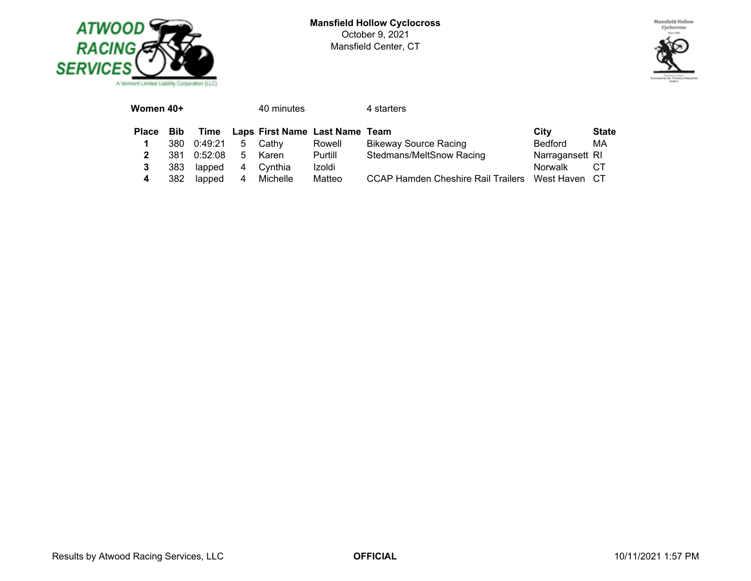**Mansfield Hollow Cyclocross**
October 9, 2021
Mansfield Center, CT

**Women 40+** 40 minutes 4 starters

| Place | Bib | Time | Laps | First Name | Last Name | Team | City | State |
|---|---|---|---|---|---|---|---|---|
| **1** | 380 | 0:49:21 | 5 | Cathy | Rowell | Bikeway Source Racing | Bedford | MA |
| **2** | 381 | 0:52:08 | 5 | Karen | Purtill | Stedmans/MeltSnow Racing | Narragansett | RI |
| **3** | 383 | lapped | 4 | Cynthia | Izoldi | | Norwalk | CT |
| **4** | 382 | lapped | 4 | Michelle | Matteo | CCAP Hamden Cheshire Rail Trailers | West Haven | CT |

Results by Atwood Racing Services, LLC **OFFICIAL** 10/11/2021 1:57 PM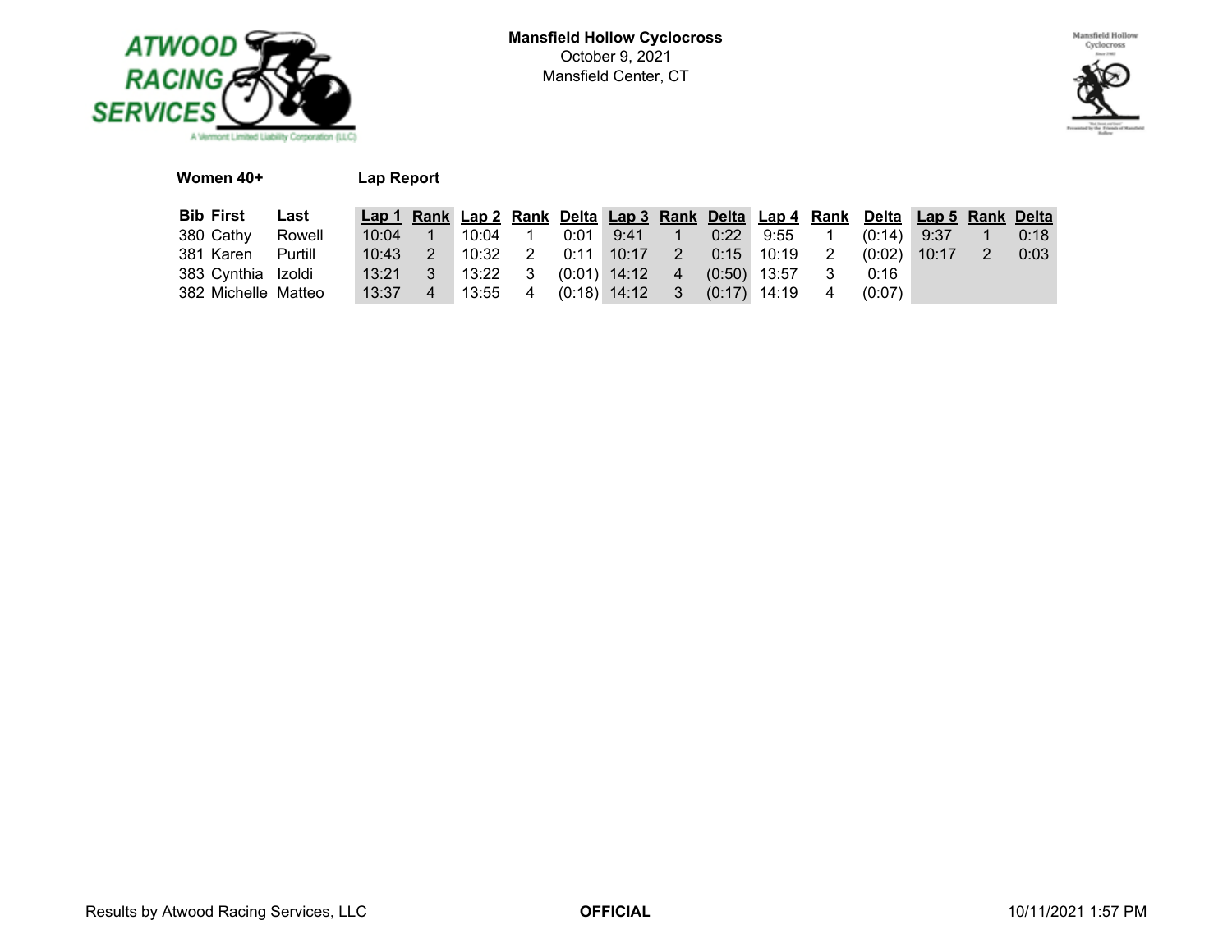**Mansfield Hollow Cyclocross**
October 9, 2021
Mansfield Center, CT

**Women 40+** **Lap Report**

| Bib | First | Last | Lap 1 | Rank | Lap 2 | Rank | Delta | Lap 3 | Rank | Delta | Lap 4 | Rank | Delta | Lap 5 | Rank | Delta |
|---|---|---|---|---|---|---|---|---|---|---|---|---|---|---|---|---|
| 380 | Cathy | Rowell | 10:04 | 1 | 10:04 | 1 | 0:01 | 9:41 | 1 | 0:22 | 9:55 | 1 | (0:14) | 9:37 | 1 | 0:18 |
| 381 | Karen | Purtill | 10:43 | 2 | 10:32 | 2 | 0:11 | 10:17 | 2 | 0:15 | 10:19 | 2 | (0:02) | 10:17 | 2 | 0:03 |
| 383 | Cynthia | Izoldi | 13:21 | 3 | 13:22 | 3 | (0:01) | 14:12 | 4 | (0:50) | 13:57 | 3 | 0:16 | | | |
| 382 | Michelle | Matteo | 13:37 | 4 | 13:55 | 4 | (0:18) | 14:12 | 3 | (0:17) | 14:19 | 4 | (0:07) | | | |

Results by Atwood Racing Services, LLC **OFFICIAL** 10/11/2021 1:57 PM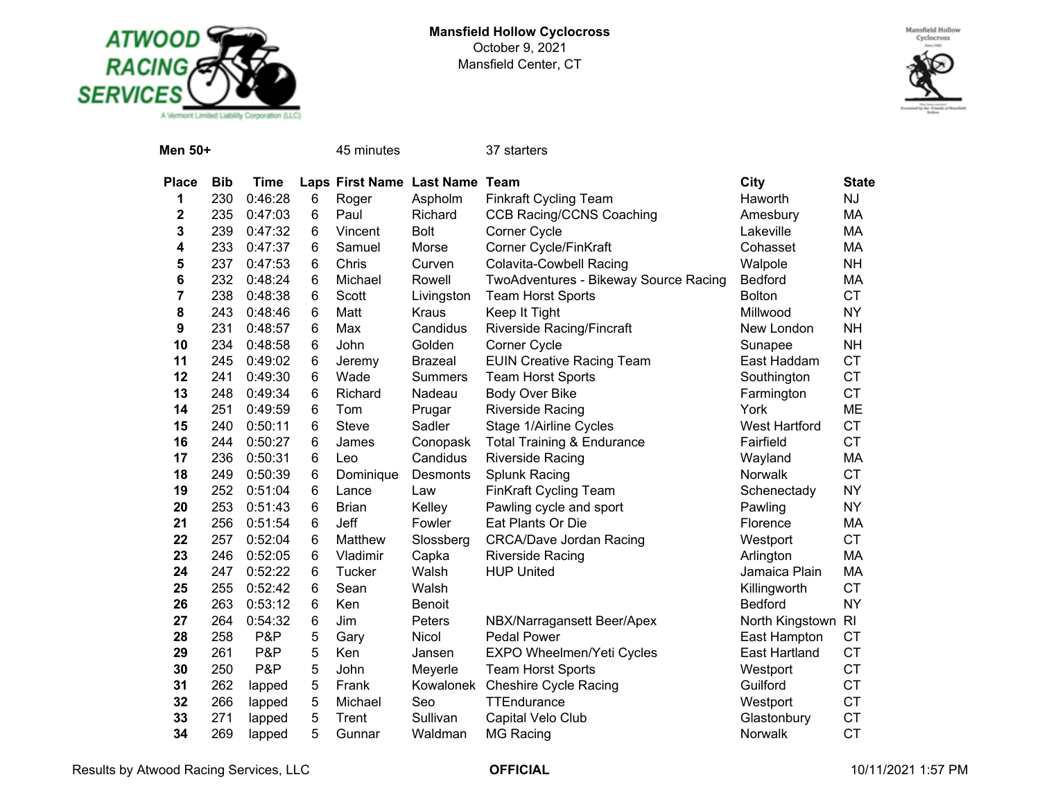**Mansfield Hollow Cyclocross**
October 9, 2021
Mansfield Center, CT

**Men 50+** 45 minutes 37 starters

| Place | Bib | Time | Laps | First Name | Last Name | Team | City | State |
|---|---|---|---|---|---|---|---|---|
| **1** | 230 | 0:46:28 | 6 | Roger | Aspholm | Finkraft Cycling Team | Haworth | NJ |
| **2** | 235 | 0:47:03 | 6 | Paul | Richard | CCB Racing/CCNS Coaching | Amesbury | MA |
| **3** | 239 | 0:47:32 | 6 | Vincent | Bolt | Corner Cycle | Lakeville | MA |
| **4** | 233 | 0:47:37 | 6 | Samuel | Morse | Corner Cycle/FinKraft | Cohasset | MA |
| **5** | 237 | 0:47:53 | 6 | Chris | Curven | Colavita-Cowbell Racing | Walpole | NH |
| **6** | 232 | 0:48:24 | 6 | Michael | Rowell | TwoAdventures - Bikeway Source Racing | Bedford | MA |
| **7** | 238 | 0:48:38 | 6 | Scott | Livingston | Team Horst Sports | Bolton | CT |
| **8** | 243 | 0:48:46 | 6 | Matt | Kraus | Keep It Tight | Millwood | NY |
| **9** | 231 | 0:48:57 | 6 | Max | Candidus | Riverside Racing/Fincraft | New London | NH |
| **10** | 234 | 0:48:58 | 6 | John | Golden | Corner Cycle | Sunapee | NH |
| **11** | 245 | 0:49:02 | 6 | Jeremy | Brazeal | EUIN Creative Racing Team | East Haddam | CT |
| **12** | 241 | 0:49:30 | 6 | Wade | Summers | Team Horst Sports | Southington | CT |
| **13** | 248 | 0:49:34 | 6 | Richard | Nadeau | Body Over Bike | Farmington | CT |
| **14** | 251 | 0:49:59 | 6 | Tom | Prugar | Riverside Racing | York | ME |
| **15** | 240 | 0:50:11 | 6 | Steve | Sadler | Stage 1/Airline Cycles | West Hartford | CT |
| **16** | 244 | 0:50:27 | 6 | James | Conopask | Total Training & Endurance | Fairfield | CT |
| **17** | 236 | 0:50:31 | 6 | Leo | Candidus | Riverside Racing | Wayland | MA |
| **18** | 249 | 0:50:39 | 6 | Dominique | Desmonts | Splunk Racing | Norwalk | CT |
| **19** | 252 | 0:51:04 | 6 | Lance | Law | FinKraft Cycling Team | Schenectady | NY |
| **20** | 253 | 0:51:43 | 6 | Brian | Kelley | Pawling cycle and sport | Pawling | NY |
| **21** | 256 | 0:51:54 | 6 | Jeff | Fowler | Eat Plants Or Die | Florence | MA |
| **22** | 257 | 0:52:04 | 6 | Matthew | Slossberg | CRCA/Dave Jordan Racing | Westport | CT |
| **23** | 246 | 0:52:05 | 6 | Vladimir | Capka | Riverside Racing | Arlington | MA |
| **24** | 247 | 0:52:22 | 6 | Tucker | Walsh | HUP United | Jamaica Plain | MA |
| **25** | 255 | 0:52:42 | 6 | Sean | Walsh | | Killingworth | CT |
| **26** | 263 | 0:53:12 | 6 | Ken | Benoit | | Bedford | NY |
| **27** | 264 | 0:54:32 | 6 | Jim | Peters | NBX/Narragansett Beer/Apex | North Kingstown | RI |
| **28** | 258 | P&P | 5 | Gary | Nicol | Pedal Power | East Hampton | CT |
| **29** | 261 | P&P | 5 | Ken | Jansen | EXPO Wheelmen/Yeti Cycles | East Hartland | CT |
| **30** | 250 | P&P | 5 | John | Meyerle | Team Horst Sports | Westport | CT |
| **31** | 262 | lapped | 5 | Frank | Kowalonek | Cheshire Cycle Racing | Guilford | CT |
| **32** | 266 | lapped | 5 | Michael | Seo | TTEndurance | Westport | CT |
| **33** | 271 | lapped | 5 | Trent | Sullivan | Capital Velo Club | Glastonbury | CT |
| **34** | 269 | lapped | 5 | Gunnar | Waldman | MG Racing | Norwalk | CT |

Results by Atwood Racing Services, LLC **OFFICIAL** 10/11/2021 1:57 PM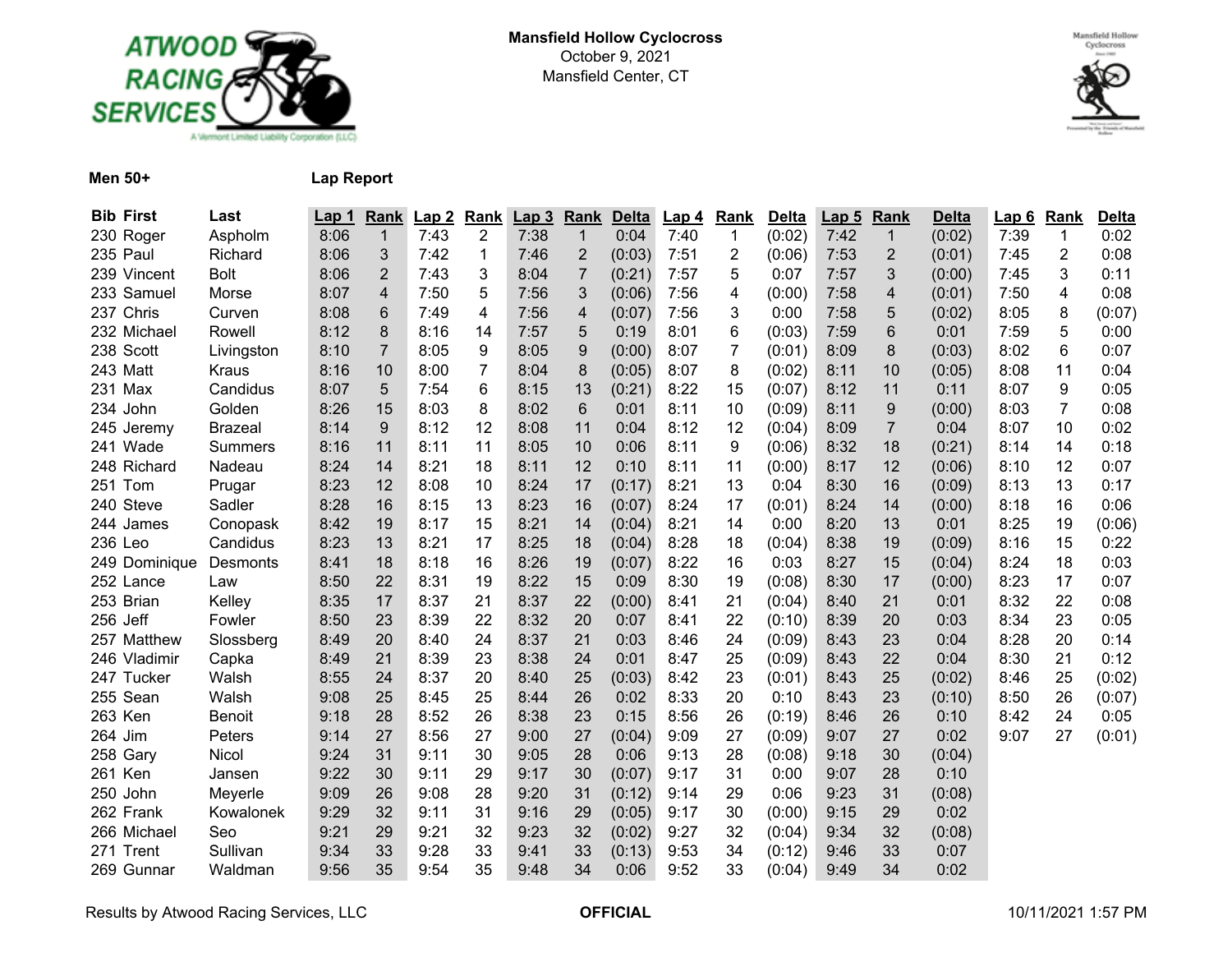**Mansfield Hollow Cyclocross**
October 9, 2021
Mansfield Center, CT

**Men 50+** **Lap Report**

| Bib | First | Last | Lap 1 | Rank | Lap 2 | Rank | Lap 3 | Rank | Delta | Lap 4 | Rank | Delta | Lap 5 | Rank | Delta | Lap 6 | Rank | Delta |
|---|---|---|---|---|---|---|---|---|---|---|---|---|---|---|---|---|---|---|
| 230 | Roger | Aspholm | 8:06 | 1 | 7:43 | 2 | 7:38 | 1 | 0:04 | 7:40 | 1 | (0:02) | 7:42 | 1 | (0:02) | 7:39 | 1 | 0:02 |
| 235 | Paul | Richard | 8:06 | 3 | 7:42 | 1 | 7:46 | 2 | (0:03) | 7:51 | 2 | (0:06) | 7:53 | 2 | (0:01) | 7:45 | 2 | 0:08 |
| 239 | Vincent | Bolt | 8:06 | 2 | 7:43 | 3 | 8:04 | 7 | (0:21) | 7:57 | 5 | 0:07 | 7:57 | 3 | (0:00) | 7:45 | 3 | 0:11 |
| 233 | Samuel | Morse | 8:07 | 4 | 7:50 | 5 | 7:56 | 3 | (0:06) | 7:56 | 4 | (0:00) | 7:58 | 4 | (0:01) | 7:50 | 4 | 0:08 |
| 237 | Chris | Curven | 8:08 | 6 | 7:49 | 4 | 7:56 | 4 | (0:07) | 7:56 | 3 | 0:00 | 7:58 | 5 | (0:02) | 8:05 | 8 | (0:07) |
| 232 | Michael | Rowell | 8:12 | 8 | 8:16 | 14 | 7:57 | 5 | 0:19 | 8:01 | 6 | (0:03) | 7:59 | 6 | 0:01 | 7:59 | 5 | 0:00 |
| 238 | Scott | Livingston | 8:10 | 7 | 8:05 | 9 | 8:05 | 9 | (0:00) | 8:07 | 7 | (0:01) | 8:09 | 8 | (0:03) | 8:02 | 6 | 0:07 |
| 243 | Matt | Kraus | 8:16 | 10 | 8:00 | 7 | 8:04 | 8 | (0:05) | 8:07 | 8 | (0:02) | 8:11 | 10 | (0:05) | 8:08 | 11 | 0:04 |
| 231 | Max | Candidus | 8:07 | 5 | 7:54 | 6 | 8:15 | 13 | (0:21) | 8:22 | 15 | (0:07) | 8:12 | 11 | 0:11 | 8:07 | 9 | 0:05 |
| 234 | John | Golden | 8:26 | 15 | 8:03 | 8 | 8:02 | 6 | 0:01 | 8:11 | 10 | (0:09) | 8:11 | 9 | (0:00) | 8:03 | 7 | 0:08 |
| 245 | Jeremy | Brazeal | 8:14 | 9 | 8:12 | 12 | 8:08 | 11 | 0:04 | 8:12 | 12 | (0:04) | 8:09 | 7 | 0:04 | 8:07 | 10 | 0:02 |
| 241 | Wade | Summers | 8:16 | 11 | 8:11 | 11 | 8:05 | 10 | 0:06 | 8:11 | 9 | (0:06) | 8:32 | 18 | (0:21) | 8:14 | 14 | 0:18 |
| 248 | Richard | Nadeau | 8:24 | 14 | 8:21 | 18 | 8:11 | 12 | 0:10 | 8:11 | 11 | (0:00) | 8:17 | 12 | (0:06) | 8:10 | 12 | 0:07 |
| 251 | Tom | Prugar | 8:23 | 12 | 8:08 | 10 | 8:24 | 17 | (0:17) | 8:21 | 13 | 0:04 | 8:30 | 16 | (0:09) | 8:13 | 13 | 0:17 |
| 240 | Steve | Sadler | 8:28 | 16 | 8:15 | 13 | 8:23 | 16 | (0:07) | 8:24 | 17 | (0:01) | 8:24 | 14 | (0:00) | 8:18 | 16 | 0:06 |
| 244 | James | Conopask | 8:42 | 19 | 8:17 | 15 | 8:21 | 14 | (0:04) | 8:21 | 14 | 0:00 | 8:20 | 13 | 0:01 | 8:25 | 19 | (0:06) |
| 236 | Leo | Candidus | 8:23 | 13 | 8:21 | 17 | 8:25 | 18 | (0:04) | 8:28 | 18 | (0:04) | 8:38 | 19 | (0:09) | 8:16 | 15 | 0:22 |
| 249 | Dominique | Desmonts | 8:41 | 18 | 8:18 | 16 | 8:26 | 19 | (0:07) | 8:22 | 16 | 0:03 | 8:27 | 15 | (0:04) | 8:24 | 18 | 0:03 |
| 252 | Lance | Law | 8:50 | 22 | 8:31 | 19 | 8:22 | 15 | 0:09 | 8:30 | 19 | (0:08) | 8:30 | 17 | (0:00) | 8:23 | 17 | 0:07 |
| 253 | Brian | Kelley | 8:35 | 17 | 8:37 | 21 | 8:37 | 22 | (0:00) | 8:41 | 21 | (0:04) | 8:40 | 21 | 0:01 | 8:32 | 22 | 0:08 |
| 256 | Jeff | Fowler | 8:50 | 23 | 8:39 | 22 | 8:32 | 20 | 0:07 | 8:41 | 22 | (0:10) | 8:39 | 20 | 0:03 | 8:34 | 23 | 0:05 |
| 257 | Matthew | Slossberg | 8:49 | 20 | 8:40 | 24 | 8:37 | 21 | 0:03 | 8:46 | 24 | (0:09) | 8:43 | 23 | 0:04 | 8:28 | 20 | 0:14 |
| 246 | Vladimir | Capka | 8:49 | 21 | 8:39 | 23 | 8:38 | 24 | 0:01 | 8:47 | 25 | (0:09) | 8:43 | 22 | 0:04 | 8:30 | 21 | 0:12 |
| 247 | Tucker | Walsh | 8:55 | 24 | 8:37 | 20 | 8:40 | 25 | (0:03) | 8:42 | 23 | (0:01) | 8:43 | 25 | (0:02) | 8:46 | 25 | (0:02) |
| 255 | Sean | Walsh | 9:08 | 25 | 8:45 | 25 | 8:44 | 26 | 0:02 | 8:33 | 20 | 0:10 | 8:43 | 23 | (0:10) | 8:50 | 26 | (0:07) |
| 263 | Ken | Benoit | 9:18 | 28 | 8:52 | 26 | 8:38 | 23 | 0:15 | 8:56 | 26 | (0:19) | 8:46 | 26 | 0:10 | 8:42 | 24 | 0:05 |
| 264 | Jim | Peters | 9:14 | 27 | 8:56 | 27 | 9:00 | 27 | (0:04) | 9:09 | 27 | (0:09) | 9:07 | 27 | 0:02 | 9:07 | 27 | (0:01) |
| 258 | Gary | Nicol | 9:24 | 31 | 9:11 | 30 | 9:05 | 28 | 0:06 | 9:13 | 28 | (0:08) | 9:18 | 30 | (0:04) | | | |
| 261 | Ken | Jansen | 9:22 | 30 | 9:11 | 29 | 9:17 | 30 | (0:07) | 9:17 | 31 | 0:00 | 9:07 | 28 | 0:10 | | | |
| 250 | John | Meyerle | 9:09 | 26 | 9:08 | 28 | 9:20 | 31 | (0:12) | 9:14 | 29 | 0:06 | 9:23 | 31 | (0:08) | | | |
| 262 | Frank | Kowalonek | 9:29 | 32 | 9:11 | 31 | 9:16 | 29 | (0:05) | 9:17 | 30 | (0:00) | 9:15 | 29 | 0:02 | | | |
| 266 | Michael | Seo | 9:21 | 29 | 9:21 | 32 | 9:23 | 32 | (0:02) | 9:27 | 32 | (0:04) | 9:34 | 32 | (0:08) | | | |
| 271 | Trent | Sullivan | 9:34 | 33 | 9:28 | 33 | 9:41 | 33 | (0:13) | 9:53 | 34 | (0:12) | 9:46 | 33 | 0:07 | | | |
| 269 | Gunnar | Waldman | 9:56 | 35 | 9:54 | 35 | 9:48 | 34 | 0:06 | 9:52 | 33 | (0:04) | 9:49 | 34 | 0:02 | | | |

Results by Atwood Racing Services, LLC **OFFICIAL** 10/11/2021 1:57 PM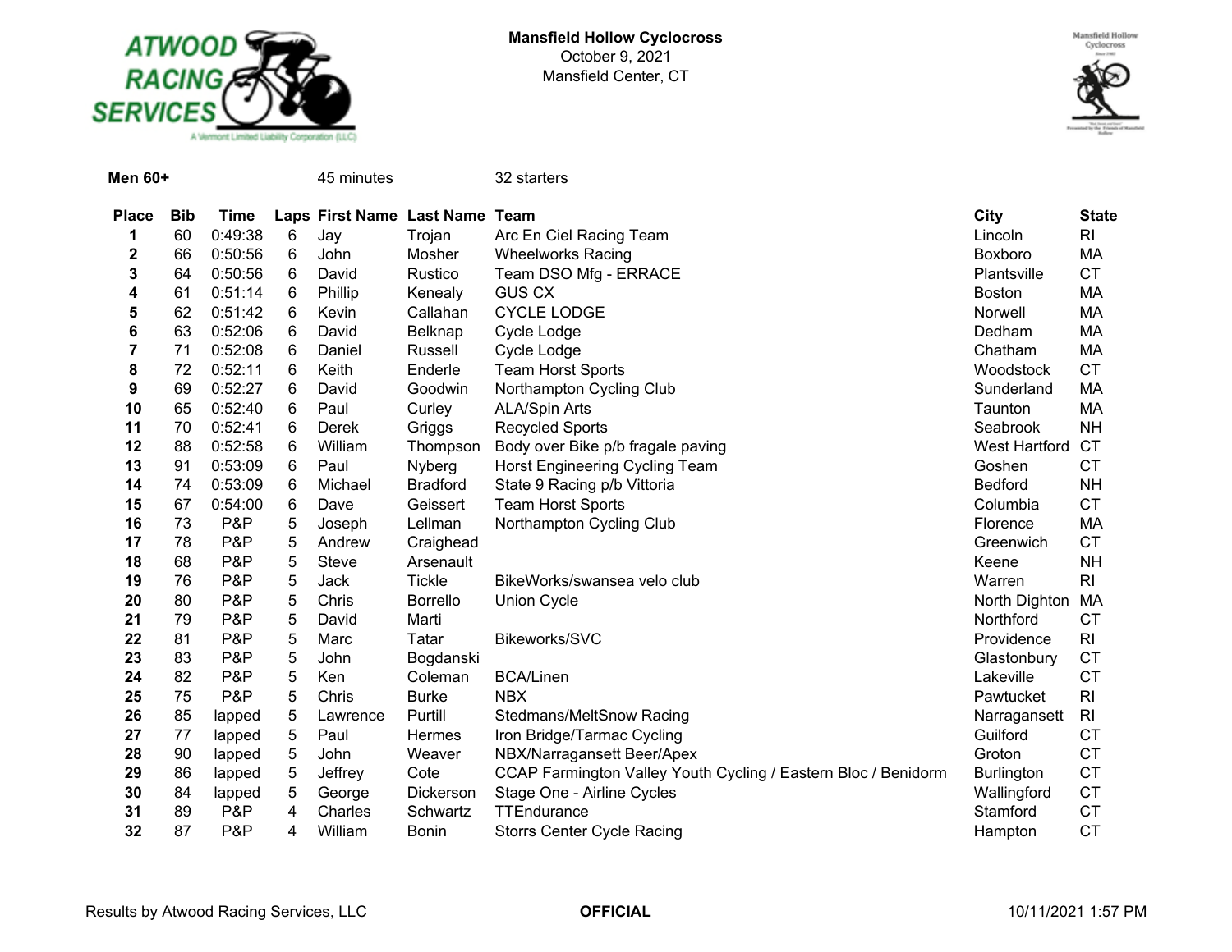**Mansfield Hollow Cyclocross**
October 9, 2021
Mansfield Center, CT

**Men 60+** 45 minutes 32 starters

| Place | Bib | Time | Laps | First Name | Last Name | Team | City | State |
|---|---|---|---|---|---|---|---|---|
| 1 | 60 | 0:49:38 | 6 | Jay | Trojan | Arc En Ciel Racing Team | Lincoln | RI |
| 2 | 66 | 0:50:56 | 6 | John | Mosher | Wheelworks Racing | Boxboro | MA |
| 3 | 64 | 0:50:56 | 6 | David | Rustico | Team DSO Mfg - ERRACE | Plantsville | CT |
| 4 | 61 | 0:51:14 | 6 | Phillip | Kenealy | GUS CX | Boston | MA |
| 5 | 62 | 0:51:42 | 6 | Kevin | Callahan | CYCLE LODGE | Norwell | MA |
| 6 | 63 | 0:52:06 | 6 | David | Belknap | Cycle Lodge | Dedham | MA |
| 7 | 71 | 0:52:08 | 6 | Daniel | Russell | Cycle Lodge | Chatham | MA |
| 8 | 72 | 0:52:11 | 6 | Keith | Enderle | Team Horst Sports | Woodstock | CT |
| 9 | 69 | 0:52:27 | 6 | David | Goodwin | Northampton Cycling Club | Sunderland | MA |
| 10 | 65 | 0:52:40 | 6 | Paul | Curley | ALA/Spin Arts | Taunton | MA |
| 11 | 70 | 0:52:41 | 6 | Derek | Griggs | Recycled Sports | Seabrook | NH |
| 12 | 88 | 0:52:58 | 6 | William | Thompson | Body over Bike p/b fragale paving | West Hartford | CT |
| 13 | 91 | 0:53:09 | 6 | Paul | Nyberg | Horst Engineering Cycling Team | Goshen | CT |
| 14 | 74 | 0:53:09 | 6 | Michael | Bradford | State 9 Racing p/b Vittoria | Bedford | NH |
| 15 | 67 | 0:54:00 | 6 | Dave | Geissert | Team Horst Sports | Columbia | CT |
| 16 | 73 | P&P | 5 | Joseph | Lellman | Northampton Cycling Club | Florence | MA |
| 17 | 78 | P&P | 5 | Andrew | Craighead | | Greenwich | CT |
| 18 | 68 | P&P | 5 | Steve | Arsenault | | Keene | NH |
| 19 | 76 | P&P | 5 | Jack | Tickle | BikeWorks/swansea velo club | Warren | RI |
| 20 | 80 | P&P | 5 | Chris | Borrello | Union Cycle | North Dighton | MA |
| 21 | 79 | P&P | 5 | David | Marti | | Northford | CT |
| 22 | 81 | P&P | 5 | Marc | Tatar | Bikeworks/SVC | Providence | RI |
| 23 | 83 | P&P | 5 | John | Bogdanski | | Glastonbury | CT |
| 24 | 82 | P&P | 5 | Ken | Coleman | BCA/Linen | Lakeville | CT |
| 25 | 75 | P&P | 5 | Chris | Burke | NBX | Pawtucket | RI |
| 26 | 85 | lapped | 5 | Lawrence | Purtill | Stedmans/MeltSnow Racing | Narragansett | RI |
| 27 | 77 | lapped | 5 | Paul | Hermes | Iron Bridge/Tarmac Cycling | Guilford | CT |
| 28 | 90 | lapped | 5 | John | Weaver | NBX/Narragansett Beer/Apex | Groton | CT |
| 29 | 86 | lapped | 5 | Jeffrey | Cote | CCAP Farmington Valley Youth Cycling / Eastern Bloc / Benidorm | Burlington | CT |
| 30 | 84 | lapped | 5 | George | Dickerson | Stage One - Airline Cycles | Wallingford | CT |
| 31 | 89 | P&P | 4 | Charles | Schwartz | TTEndurance | Stamford | CT |
| 32 | 87 | P&P | 4 | William | Bonin | Storrs Center Cycle Racing | Hampton | CT |

Results by Atwood Racing Services, LLC **OFFICIAL** 10/11/2021 1:57 PM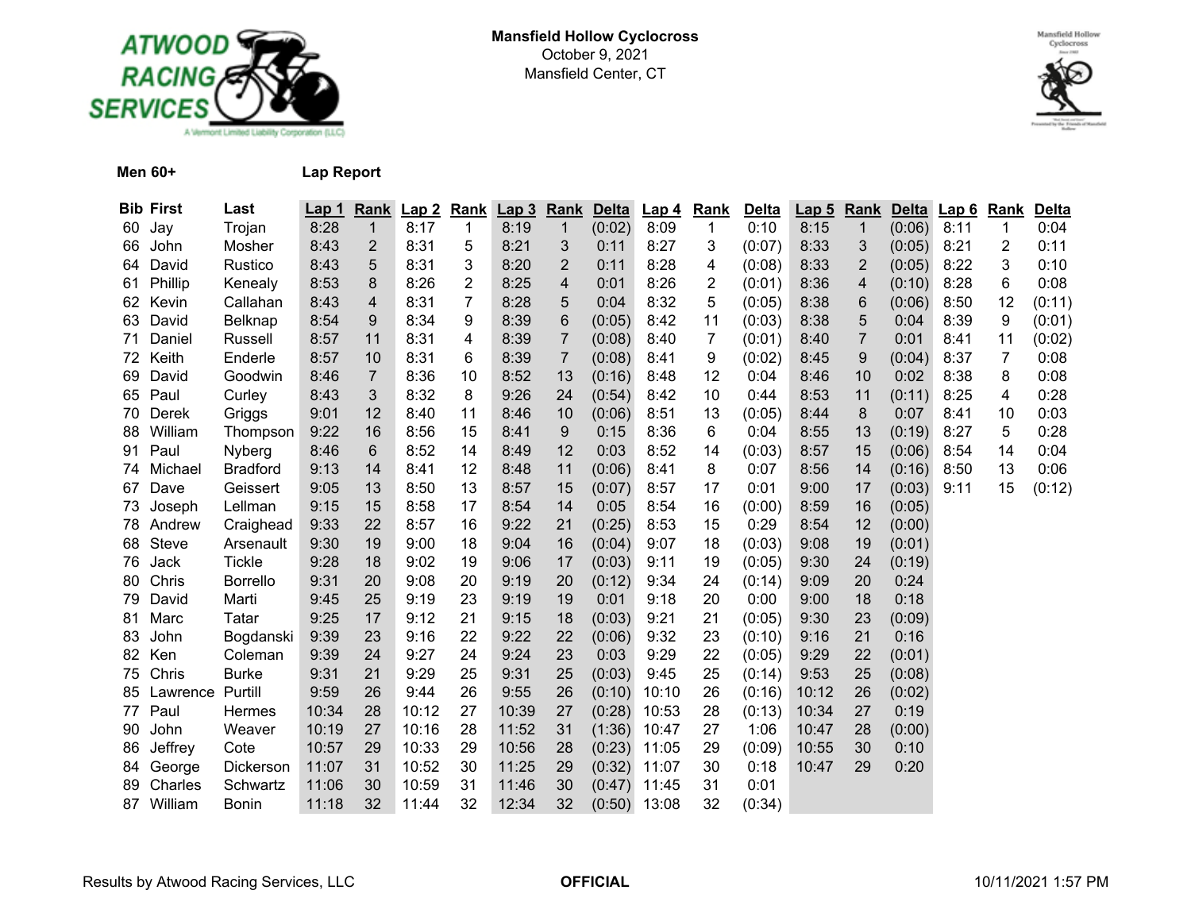**Mansfield Hollow Cyclocross**
October 9, 2021
Mansfield Center, CT

**Men 60+** **Lap Report**

| Bib | First | Last | Lap 1 | Rank | Lap 2 | Rank | Lap 3 | Rank | Delta | Lap 4 | Rank | Delta | Lap 5 | Rank | Delta | Lap 6 | Rank | Delta |
|---|---|---|---|---|---|---|---|---|---|---|---|---|---|---|---|---|---|---|
| 60 | Jay | Trojan | 8:28 | 1 | 8:17 | 1 | 8:19 | 1 | (0:02) | 8:09 | 1 | 0:10 | 8:15 | 1 | (0:06) | 8:11 | 1 | 0:04 |
| 66 | John | Mosher | 8:43 | 2 | 8:31 | 5 | 8:21 | 3 | 0:11 | 8:27 | 3 | (0:07) | 8:33 | 3 | (0:05) | 8:21 | 2 | 0:11 |
| 64 | David | Rustico | 8:43 | 5 | 8:31 | 3 | 8:20 | 2 | 0:11 | 8:28 | 4 | (0:08) | 8:33 | 2 | (0:05) | 8:22 | 3 | 0:10 |
| 61 | Phillip | Kenealy | 8:53 | 8 | 8:26 | 2 | 8:25 | 4 | 0:01 | 8:26 | 2 | (0:01) | 8:36 | 4 | (0:10) | 8:28 | 6 | 0:08 |
| 62 | Kevin | Callahan | 8:43 | 4 | 8:31 | 7 | 8:28 | 5 | 0:04 | 8:32 | 5 | (0:05) | 8:38 | 6 | (0:06) | 8:50 | 12 | (0:11) |
| 63 | David | Belknap | 8:54 | 9 | 8:34 | 9 | 8:39 | 6 | (0:05) | 8:42 | 11 | (0:03) | 8:38 | 5 | 0:04 | 8:39 | 9 | (0:01) |
| 71 | Daniel | Russell | 8:57 | 11 | 8:31 | 4 | 8:39 | 7 | (0:08) | 8:40 | 7 | (0:01) | 8:40 | 7 | 0:01 | 8:41 | 11 | (0:02) |
| 72 | Keith | Enderle | 8:57 | 10 | 8:31 | 6 | 8:39 | 7 | (0:08) | 8:41 | 9 | (0:02) | 8:45 | 9 | (0:04) | 8:37 | 7 | 0:08 |
| 69 | David | Goodwin | 8:46 | 7 | 8:36 | 10 | 8:52 | 13 | (0:16) | 8:48 | 12 | 0:04 | 8:46 | 10 | 0:02 | 8:38 | 8 | 0:08 |
| 65 | Paul | Curley | 8:43 | 3 | 8:32 | 8 | 9:26 | 24 | (0:54) | 8:42 | 10 | 0:44 | 8:53 | 11 | (0:11) | 8:25 | 4 | 0:28 |
| 70 | Derek | Griggs | 9:01 | 12 | 8:40 | 11 | 8:46 | 10 | (0:06) | 8:51 | 13 | (0:05) | 8:44 | 8 | 0:07 | 8:41 | 10 | 0:03 |
| 88 | William | Thompson | 9:22 | 16 | 8:56 | 15 | 8:41 | 9 | 0:15 | 8:36 | 6 | 0:04 | 8:55 | 13 | (0:19) | 8:27 | 5 | 0:28 |
| 91 | Paul | Nyberg | 8:46 | 6 | 8:52 | 14 | 8:49 | 12 | 0:03 | 8:52 | 14 | (0:03) | 8:57 | 15 | (0:06) | 8:54 | 14 | 0:04 |
| 74 | Michael | Bradford | 9:13 | 14 | 8:41 | 12 | 8:48 | 11 | (0:06) | 8:41 | 8 | 0:07 | 8:56 | 14 | (0:16) | 8:50 | 13 | 0:06 |
| 67 | Dave | Geissert | 9:05 | 13 | 8:50 | 13 | 8:57 | 15 | (0:07) | 8:57 | 17 | 0:01 | 9:00 | 17 | (0:03) | 9:11 | 15 | (0:12) |
| 73 | Joseph | Lellman | 9:15 | 15 | 8:58 | 17 | 8:54 | 14 | 0:05 | 8:54 | 16 | (0:00) | 8:59 | 16 | (0:05) | | | |
| 78 | Andrew | Craighead | 9:33 | 22 | 8:57 | 16 | 9:22 | 21 | (0:25) | 8:53 | 15 | 0:29 | 8:54 | 12 | (0:00) | | | |
| 68 | Steve | Arsenault | 9:30 | 19 | 9:00 | 18 | 9:04 | 16 | (0:04) | 9:07 | 18 | (0:03) | 9:08 | 19 | (0:01) | | | |
| 76 | Jack | Tickle | 9:28 | 18 | 9:02 | 19 | 9:06 | 17 | (0:03) | 9:11 | 19 | (0:05) | 9:30 | 24 | (0:19) | | | |
| 80 | Chris | Borrello | 9:31 | 20 | 9:08 | 20 | 9:19 | 20 | (0:12) | 9:34 | 24 | (0:14) | 9:09 | 20 | 0:24 | | | |
| 79 | David | Marti | 9:45 | 25 | 9:19 | 23 | 9:19 | 19 | 0:01 | 9:18 | 20 | 0:00 | 9:00 | 18 | 0:18 | | | |
| 81 | Marc | Tatar | 9:25 | 17 | 9:12 | 21 | 9:15 | 18 | (0:03) | 9:21 | 21 | (0:05) | 9:30 | 23 | (0:09) | | | |
| 83 | John | Bogdanski | 9:39 | 23 | 9:16 | 22 | 9:22 | 22 | (0:06) | 9:32 | 23 | (0:10) | 9:16 | 21 | 0:16 | | | |
| 82 | Ken | Coleman | 9:39 | 24 | 9:27 | 24 | 9:24 | 23 | 0:03 | 9:29 | 22 | (0:05) | 9:29 | 22 | (0:01) | | | |
| 75 | Chris | Burke | 9:31 | 21 | 9:29 | 25 | 9:31 | 25 | (0:03) | 9:45 | 25 | (0:14) | 9:53 | 25 | (0:08) | | | |
| 85 | Lawrence | Purtill | 9:59 | 26 | 9:44 | 26 | 9:55 | 26 | (0:10) | 10:10 | 26 | (0:16) | 10:12 | 26 | (0:02) | | | |
| 77 | Paul | Hermes | 10:34 | 28 | 10:12 | 27 | 10:39 | 27 | (0:28) | 10:53 | 28 | (0:13) | 10:34 | 27 | 0:19 | | | |
| 90 | John | Weaver | 10:19 | 27 | 10:16 | 28 | 11:52 | 31 | (1:36) | 10:47 | 27 | 1:06 | 10:47 | 28 | (0:00) | | | |
| 86 | Jeffrey | Cote | 10:57 | 29 | 10:33 | 29 | 10:56 | 28 | (0:23) | 11:05 | 29 | (0:09) | 10:55 | 30 | 0:10 | | | |
| 84 | George | Dickerson | 11:07 | 31 | 10:52 | 30 | 11:25 | 29 | (0:32) | 11:07 | 30 | 0:18 | 10:47 | 29 | 0:20 | | | |
| 89 | Charles | Schwartz | 11:06 | 30 | 10:59 | 31 | 11:46 | 30 | (0:47) | 11:45 | 31 | 0:01 | | | | | | |
| 87 | William | Bonin | 11:18 | 32 | 11:44 | 32 | 12:34 | 32 | (0:50) | 13:08 | 32 | (0:34) | | | | | | |

Results by Atwood Racing Services, LLC **OFFICIAL** 10/11/2021 1:57 PM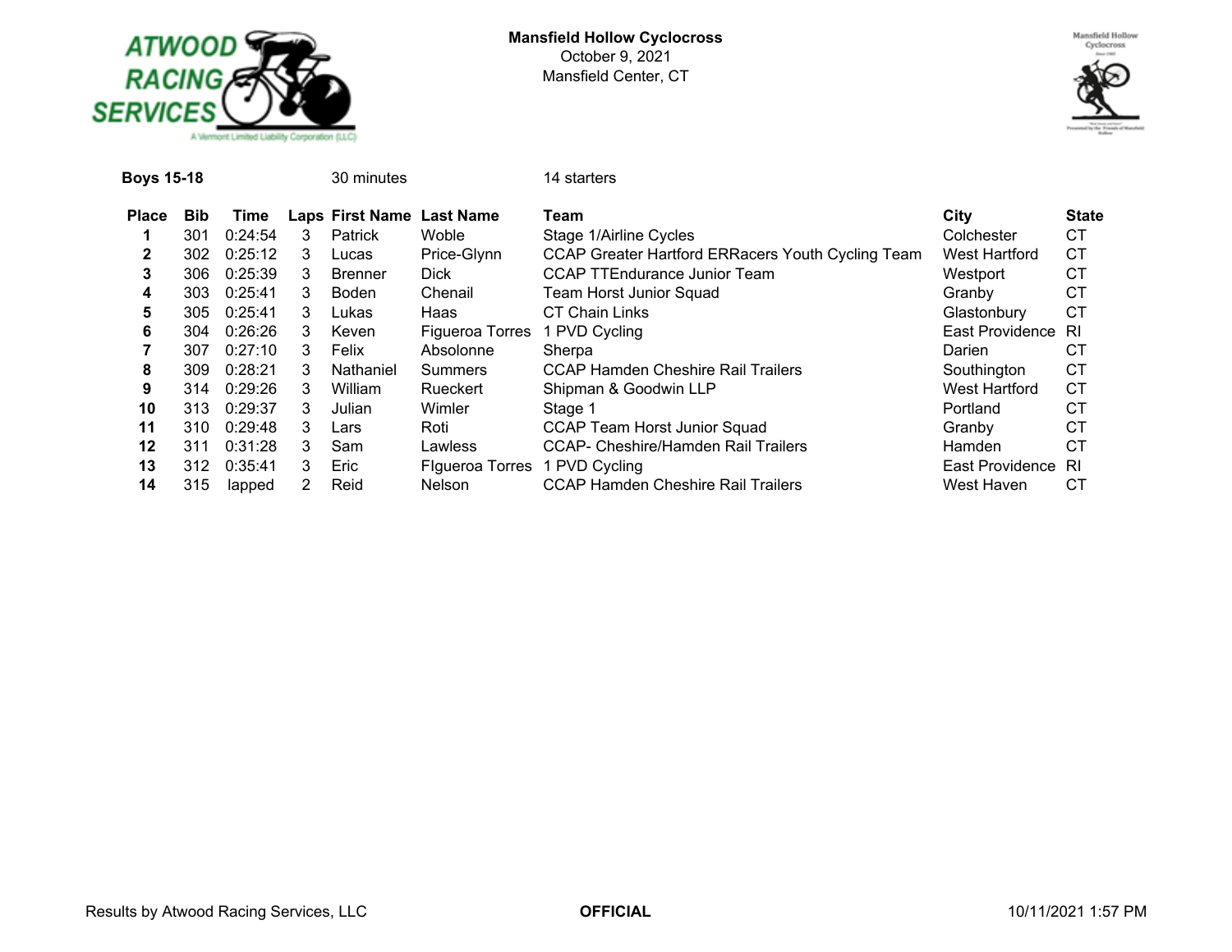**Mansfield Hollow Cyclocross**
October 9, 2021
Mansfield Center, CT

**Boys 15-18** 30 minutes 14 starters

| Place | Bib | Time | Laps | First Name | Last Name | Team | City | State |
|---|---|---|---|---|---|---|---|---|
| **1** | 301 | 0:24:54 | 3 | Patrick | Woble | Stage 1/Airline Cycles | Colchester | CT |
| **2** | 302 | 0:25:12 | 3 | Lucas | Price-Glynn | CCAP Greater Hartford ERRacers Youth Cycling Team | West Hartford | CT |
| **3** | 306 | 0:25:39 | 3 | Brenner | Dick | CCAP TTEndurance Junior Team | Westport | CT |
| **4** | 303 | 0:25:41 | 3 | Boden | Chenail | Team Horst Junior Squad | Granby | CT |
| **5** | 305 | 0:25:41 | 3 | Lukas | Haas | CT Chain Links | Glastonbury | CT |
| **6** | 304 | 0:26:26 | 3 | Keven | Figueroa Torres | 1 PVD Cycling | East Providence | RI |
| **7** | 307 | 0:27:10 | 3 | Felix | Absolonne | Sherpa | Darien | CT |
| **8** | 309 | 0:28:21 | 3 | Nathaniel | Summers | CCAP Hamden Cheshire Rail Trailers | Southington | CT |
| **9** | 314 | 0:29:26 | 3 | William | Rueckert | Shipman & Goodwin LLP | West Hartford | CT |
| **10** | 313 | 0:29:37 | 3 | Julian | Wimler | Stage 1 | Portland | CT |
| **11** | 310 | 0:29:48 | 3 | Lars | Roti | CCAP Team Horst Junior Squad | Granby | CT |
| **12** | 311 | 0:31:28 | 3 | Sam | Lawless | CCAP- Cheshire/Hamden Rail Trailers | Hamden | CT |
| **13** | 312 | 0:35:41 | 3 | Eric | FIgueroa Torres | 1 PVD Cycling | East Providence | RI |
| **14** | 315 | lapped | 2 | Reid | Nelson | CCAP Hamden Cheshire Rail Trailers | West Haven | CT |

Results by Atwood Racing Services, LLC **OFFICIAL** 10/11/2021 1:57 PM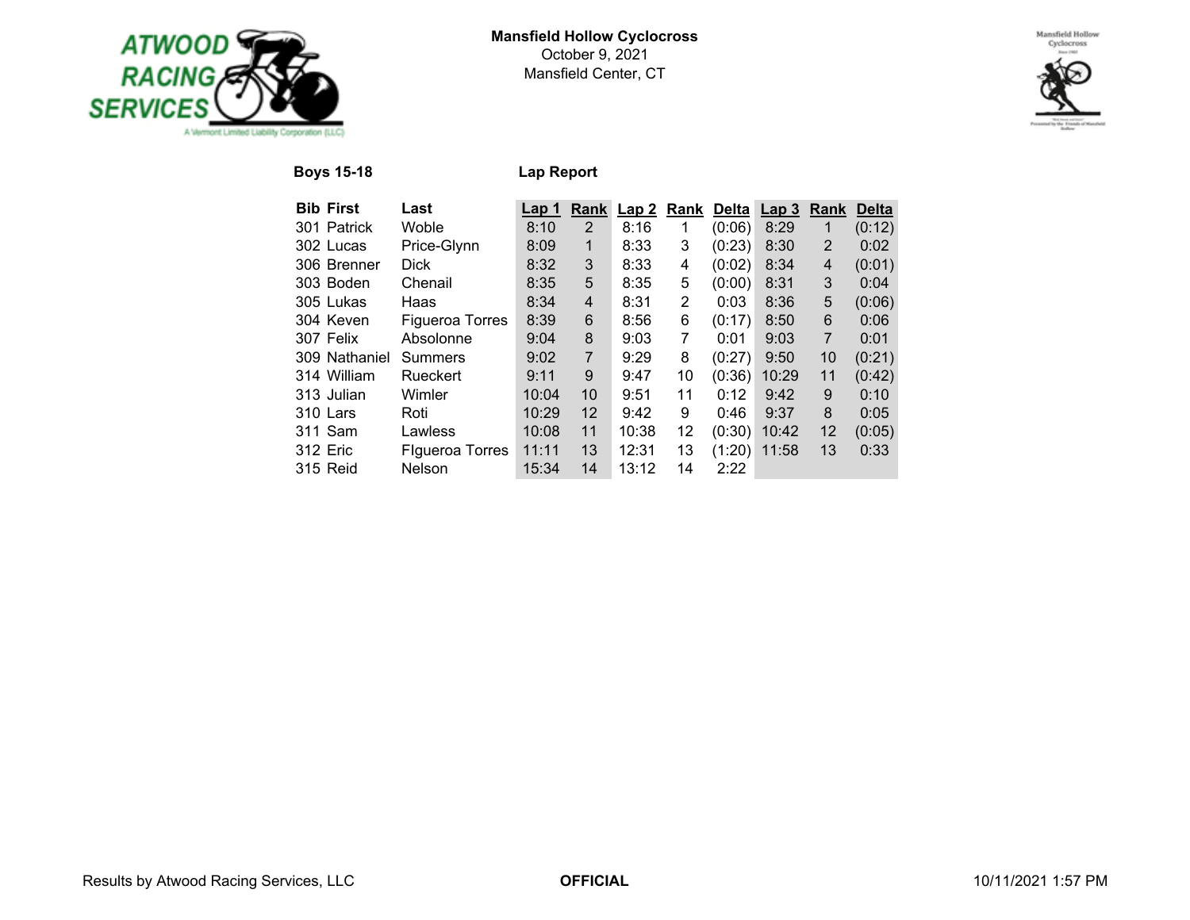**Mansfield Hollow Cyclocross**
October 9, 2021
Mansfield Center, CT

**Boys 15-18** **Lap Report**

| Bib | First | Last | Lap 1 | Rank | Lap 2 | Rank | Delta | Lap 3 | Rank | Delta |
|---|---|---|---|---|---|---|---|---|---|---|
| 301 | Patrick | Woble | 8:10 | 2 | 8:16 | 1 | (0:06) | 8:29 | 1 | (0:12) |
| 302 | Lucas | Price-Glynn | 8:09 | 1 | 8:33 | 3 | (0:23) | 8:30 | 2 | 0:02 |
| 306 | Brenner | Dick | 8:32 | 3 | 8:33 | 4 | (0:02) | 8:34 | 4 | (0:01) |
| 303 | Boden | Chenail | 8:35 | 5 | 8:35 | 5 | (0:00) | 8:31 | 3 | 0:04 |
| 305 | Lukas | Haas | 8:34 | 4 | 8:31 | 2 | 0:03 | 8:36 | 5 | (0:06) |
| 304 | Keven | Figueroa Torres | 8:39 | 6 | 8:56 | 6 | (0:17) | 8:50 | 6 | 0:06 |
| 307 | Felix | Absolonne | 9:04 | 8 | 9:03 | 7 | 0:01 | 9:03 | 7 | 0:01 |
| 309 | Nathaniel | Summers | 9:02 | 7 | 9:29 | 8 | (0:27) | 9:50 | 10 | (0:21) |
| 314 | William | Rueckert | 9:11 | 9 | 9:47 | 10 | (0:36) | 10:29 | 11 | (0:42) |
| 313 | Julian | Wimler | 10:04 | 10 | 9:51 | 11 | 0:12 | 9:42 | 9 | 0:10 |
| 310 | Lars | Roti | 10:29 | 12 | 9:42 | 9 | 0:46 | 9:37 | 8 | 0:05 |
| 311 | Sam | Lawless | 10:08 | 11 | 10:38 | 12 | (0:30) | 10:42 | 12 | (0:05) |
| 312 | Eric | FIgueroa Torres | 11:11 | 13 | 12:31 | 13 | (1:20) | 11:58 | 13 | 0:33 |
| 315 | Reid | Nelson | 15:34 | 14 | 13:12 | 14 | 2:22 | | | |

Results by Atwood Racing Services, LLC **OFFICIAL** 10/11/2021 1:57 PM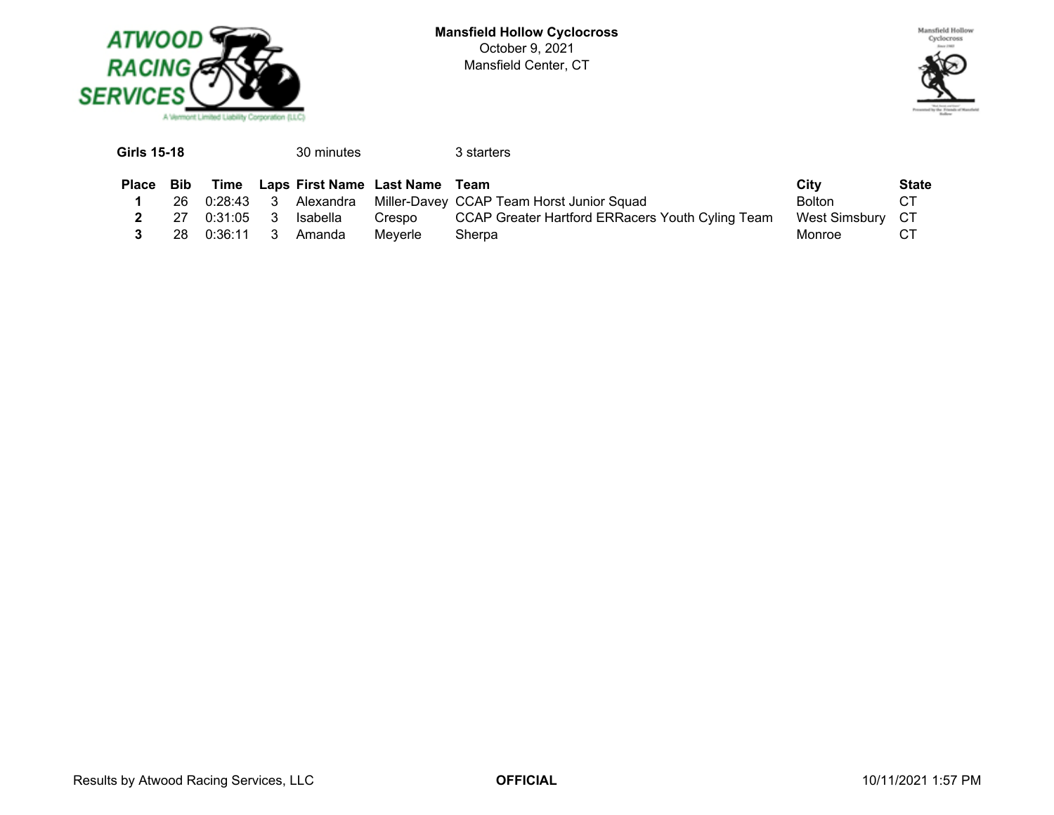**Mansfield Hollow Cyclocross**
October 9, 2021
Mansfield Center, CT

**Girls 15-18** 30 minutes 3 starters

| Place | Bib | Time | Laps | First Name | Last Name | Team | City | State |
|---|---|---|---|---|---|---|---|---|
| **1** | 26 | 0:28:43 | 3 | Alexandra | Miller-Davey | CCAP Team Horst Junior Squad | Bolton | CT |
| **2** | 27 | 0:31:05 | 3 | Isabella | Crespo | CCAP Greater Hartford ERRacers Youth Cyling Team | West Simsbury | CT |
| **3** | 28 | 0:36:11 | 3 | Amanda | Meyerle | Sherpa | Monroe | CT |

Results by Atwood Racing Services, LLC **OFFICIAL** 10/11/2021 1:57 PM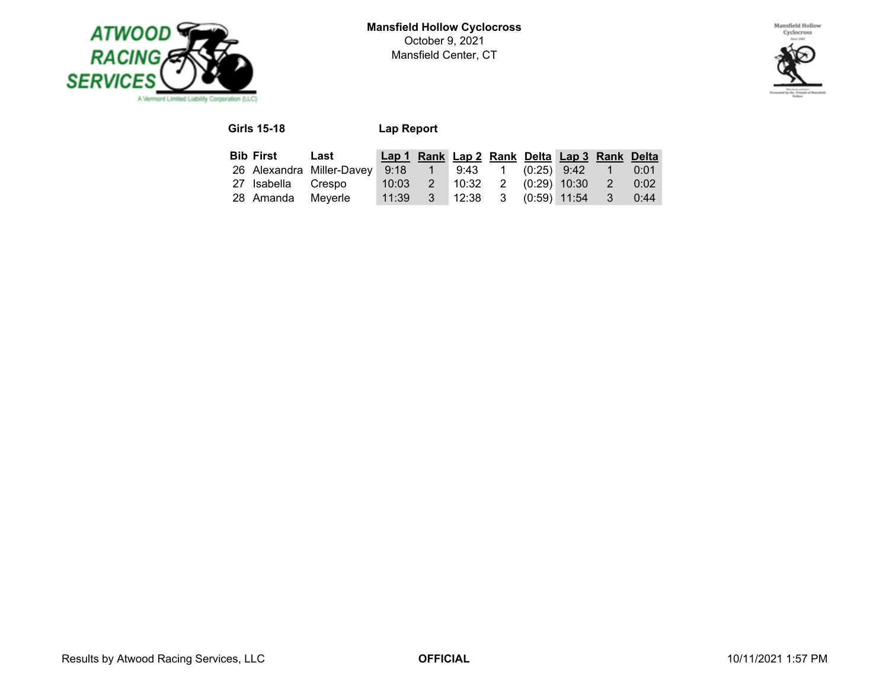**Mansfield Hollow Cyclocross**
October 9, 2021
Mansfield Center, CT

**Girls 15-18** **Lap Report**

| Bib | First | Last | Lap 1 | Rank | Lap 2 | Rank | Delta | Lap 3 | Rank | Delta |
|---|---|---|---|---|---|---|---|---|---|---|
| 26 | Alexandra | Miller-Davey | 9:18 | 1 | 9:43 | 1 | (0:25) | 9:42 | 1 | 0:01 |
| 27 | Isabella | Crespo | 10:03 | 2 | 10:32 | 2 | (0:29) | 10:30 | 2 | 0:02 |
| 28 | Amanda | Meyerle | 11:39 | 3 | 12:38 | 3 | (0:59) | 11:54 | 3 | 0:44 |

Results by Atwood Racing Services, LLC **OFFICIAL** 10/11/2021 1:57 PM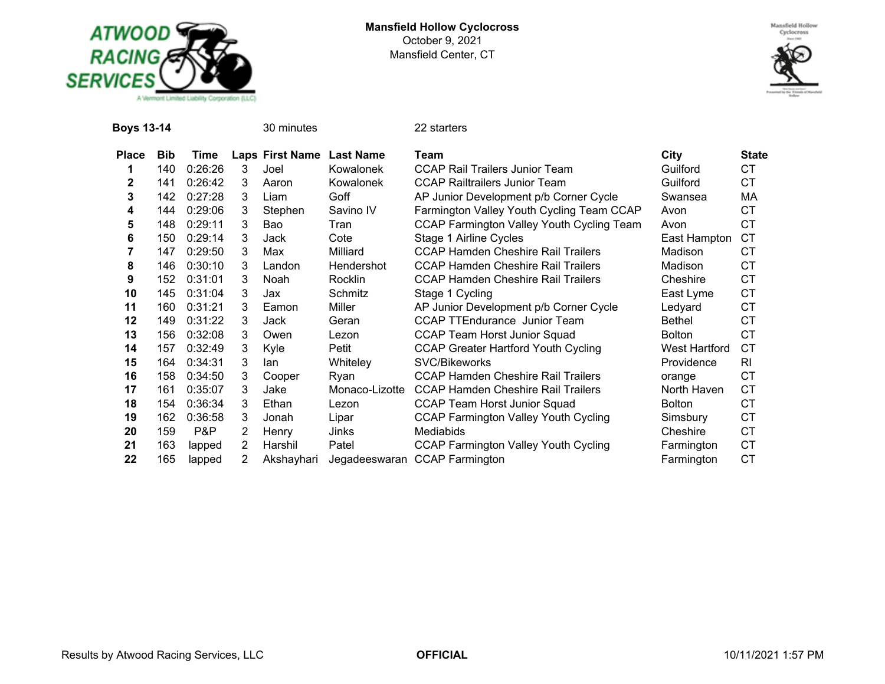**Mansfield Hollow Cyclocross**
October 9, 2021
Mansfield Center, CT

**Boys 13-14** 30 minutes 22 starters

| Place | Bib | Time | Laps | First Name | Last Name | Team | City | State |
|---|---|---|---|---|---|---|---|---|
| 1 | 140 | 0:26:26 | 3 | Joel | Kowalonek | CCAP Rail Trailers Junior Team | Guilford | CT |
| 2 | 141 | 0:26:42 | 3 | Aaron | Kowalonek | CCAP Railtrailers Junior Team | Guilford | CT |
| 3 | 142 | 0:27:28 | 3 | Liam | Goff | AP Junior Development p/b Corner Cycle | Swansea | MA |
| 4 | 144 | 0:29:06 | 3 | Stephen | Savino IV | Farmington Valley Youth Cycling Team CCAP | Avon | CT |
| 5 | 148 | 0:29:11 | 3 | Bao | Tran | CCAP Farmington Valley Youth Cycling Team | Avon | CT |
| 6 | 150 | 0:29:14 | 3 | Jack | Cote | Stage 1 Airline Cycles | East Hampton | CT |
| 7 | 147 | 0:29:50 | 3 | Max | Milliard | CCAP Hamden Cheshire Rail Trailers | Madison | CT |
| 8 | 146 | 0:30:10 | 3 | Landon | Hendershot | CCAP Hamden Cheshire Rail Trailers | Madison | CT |
| 9 | 152 | 0:31:01 | 3 | Noah | Rocklin | CCAP Hamden Cheshire Rail Trailers | Cheshire | CT |
| 10 | 145 | 0:31:04 | 3 | Jax | Schmitz | Stage 1 Cycling | East Lyme | CT |
| 11 | 160 | 0:31:21 | 3 | Eamon | Miller | AP Junior Development p/b Corner Cycle | Ledyard | CT |
| 12 | 149 | 0:31:22 | 3 | Jack | Geran | CCAP TTEndurance Junior Team | Bethel | CT |
| 13 | 156 | 0:32:08 | 3 | Owen | Lezon | CCAP Team Horst Junior Squad | Bolton | CT |
| 14 | 157 | 0:32:49 | 3 | Kyle | Petit | CCAP Greater Hartford Youth Cycling | West Hartford | CT |
| 15 | 164 | 0:34:31 | 3 | Ian | Whiteley | SVC/Bikeworks | Providence | RI |
| 16 | 158 | 0:34:50 | 3 | Cooper | Ryan | CCAP Hamden Cheshire Rail Trailers | orange | CT |
| 17 | 161 | 0:35:07 | 3 | Jake | Monaco-Lizotte | CCAP Hamden Cheshire Rail Trailers | North Haven | CT |
| 18 | 154 | 0:36:34 | 3 | Ethan | Lezon | CCAP Team Horst Junior Squad | Bolton | CT |
| 19 | 162 | 0:36:58 | 3 | Jonah | Lipar | CCAP Farmington Valley Youth Cycling | Simsbury | CT |
| 20 | 159 | P&P | 2 | Henry | Jinks | Mediabids | Cheshire | CT |
| 21 | 163 | lapped | 2 | Harshil | Patel | CCAP Farmington Valley Youth Cycling | Farmington | CT |
| 22 | 165 | lapped | 2 | Akshayhari | Jegadeeswaran | CCAP Farmington | Farmington | CT |

Results by Atwood Racing Services, LLC **OFFICIAL** 10/11/2021 1:57 PM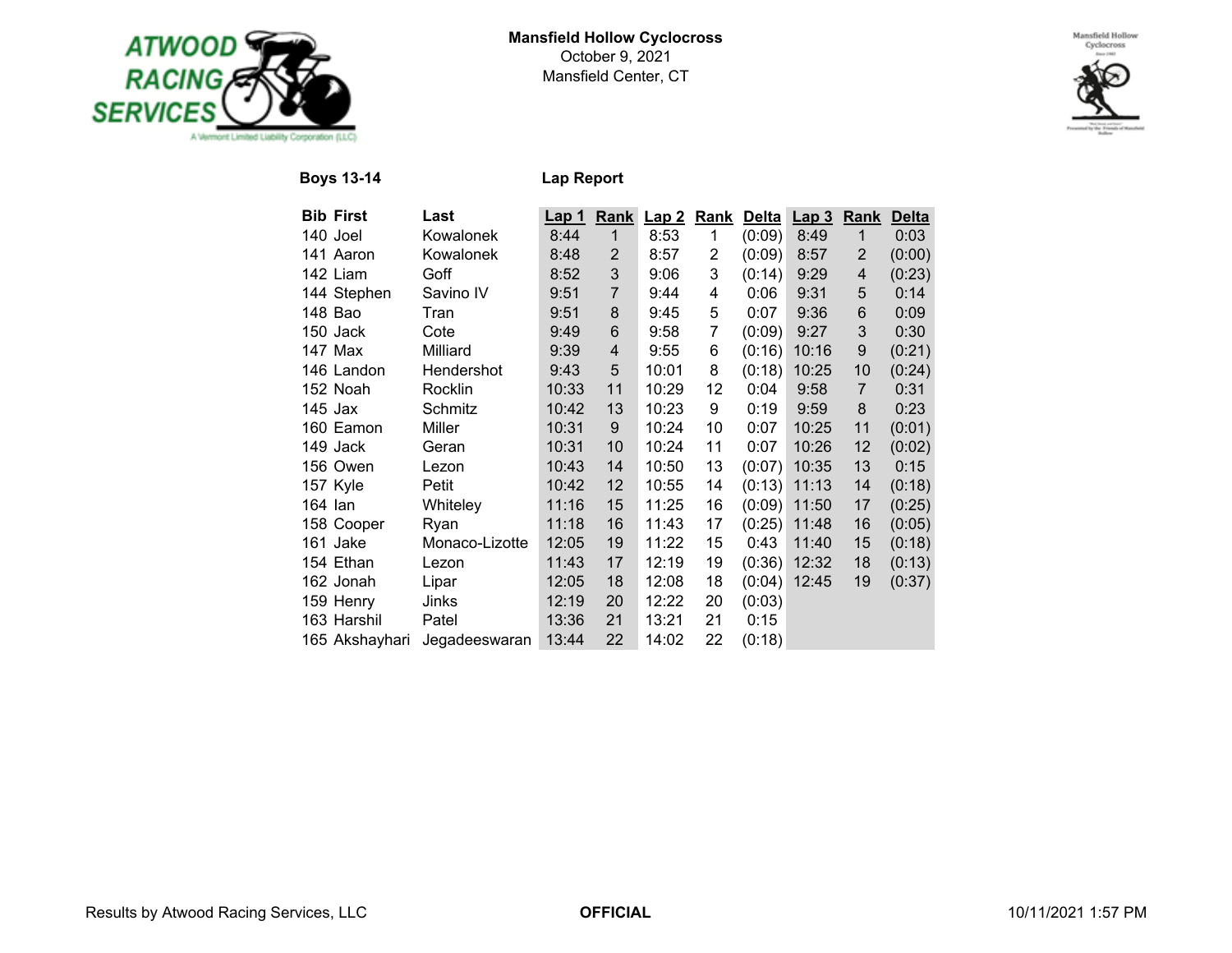**Mansfield Hollow Cyclocross**
October 9, 2021
Mansfield Center, CT

**Boys 13-14** **Lap Report**

| Bib | First | Last | Lap 1 | Rank | Lap 2 | Rank | Delta | Lap 3 | Rank | Delta |
|---|---|---|---|---|---|---|---|---|---|---|
| 140 | Joel | Kowalonek | 8:44 | 1 | 8:53 | 1 | (0:09) | 8:49 | 1 | 0:03 |
| 141 | Aaron | Kowalonek | 8:48 | 2 | 8:57 | 2 | (0:09) | 8:57 | 2 | (0:00) |
| 142 | Liam | Goff | 8:52 | 3 | 9:06 | 3 | (0:14) | 9:29 | 4 | (0:23) |
| 144 | Stephen | Savino IV | 9:51 | 7 | 9:44 | 4 | 0:06 | 9:31 | 5 | 0:14 |
| 148 | Bao | Tran | 9:51 | 8 | 9:45 | 5 | 0:07 | 9:36 | 6 | 0:09 |
| 150 | Jack | Cote | 9:49 | 6 | 9:58 | 7 | (0:09) | 9:27 | 3 | 0:30 |
| 147 | Max | Milliard | 9:39 | 4 | 9:55 | 6 | (0:16) | 10:16 | 9 | (0:21) |
| 146 | Landon | Hendershot | 9:43 | 5 | 10:01 | 8 | (0:18) | 10:25 | 10 | (0:24) |
| 152 | Noah | Rocklin | 10:33 | 11 | 10:29 | 12 | 0:04 | 9:58 | 7 | 0:31 |
| 145 | Jax | Schmitz | 10:42 | 13 | 10:23 | 9 | 0:19 | 9:59 | 8 | 0:23 |
| 160 | Eamon | Miller | 10:31 | 9 | 10:24 | 10 | 0:07 | 10:25 | 11 | (0:01) |
| 149 | Jack | Geran | 10:31 | 10 | 10:24 | 11 | 0:07 | 10:26 | 12 | (0:02) |
| 156 | Owen | Lezon | 10:43 | 14 | 10:50 | 13 | (0:07) | 10:35 | 13 | 0:15 |
| 157 | Kyle | Petit | 10:42 | 12 | 10:55 | 14 | (0:13) | 11:13 | 14 | (0:18) |
| 164 | Ian | Whiteley | 11:16 | 15 | 11:25 | 16 | (0:09) | 11:50 | 17 | (0:25) |
| 158 | Cooper | Ryan | 11:18 | 16 | 11:43 | 17 | (0:25) | 11:48 | 16 | (0:05) |
| 161 | Jake | Monaco-Lizotte | 12:05 | 19 | 11:22 | 15 | 0:43 | 11:40 | 15 | (0:18) |
| 154 | Ethan | Lezon | 11:43 | 17 | 12:19 | 19 | (0:36) | 12:32 | 18 | (0:13) |
| 162 | Jonah | Lipar | 12:05 | 18 | 12:08 | 18 | (0:04) | 12:45 | 19 | (0:37) |
| 159 | Henry | Jinks | 12:19 | 20 | 12:22 | 20 | (0:03) | | | |
| 163 | Harshil | Patel | 13:36 | 21 | 13:21 | 21 | 0:15 | | | |
| 165 | Akshayhari | Jegadeeswaran | 13:44 | 22 | 14:02 | 22 | (0:18) | | | |

Results by Atwood Racing Services, LLC **OFFICIAL** 10/11/2021 1:57 PM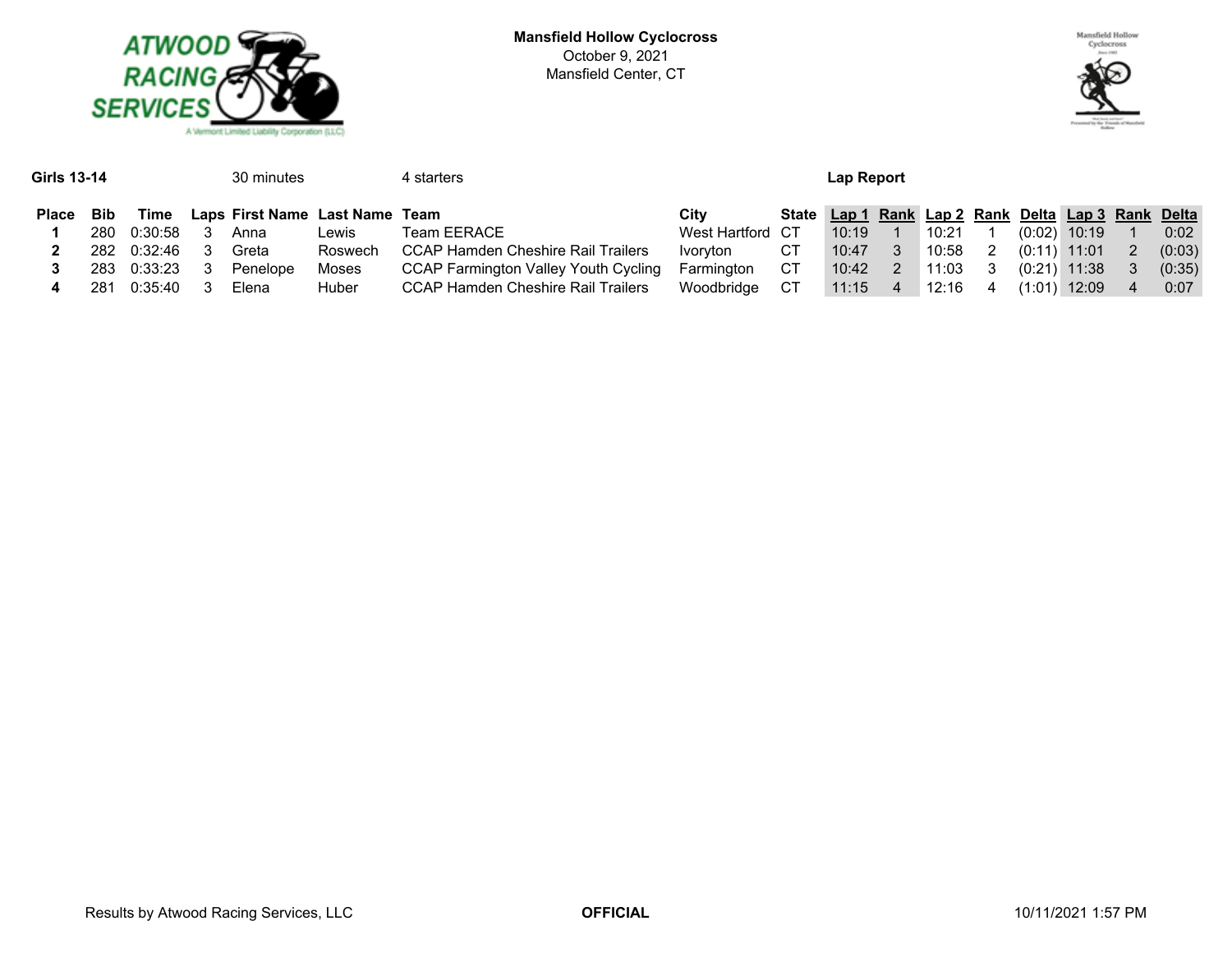**Mansfield Hollow Cyclocross**
October 9, 2021
Mansfield Center, CT

**Girls 13-14** 30 minutes 4 starters **Lap Report**

| Place | Bib | Time | Laps | First Name | Last Name | Team | City | State | Lap 1 | Rank | Lap 2 | Rank | Delta | Lap 3 | Rank | Delta |
|---|---|---|---|---|---|---|---|---|---|---|---|---|---|---|---|---|
| 1 | 280 | 0:30:58 | 3 | Anna | Lewis | Team EERACE | West Hartford | CT | 10:19 | 1 | 10:21 | 1 | (0:02) | 10:19 | 1 | 0:02 |
| 2 | 282 | 0:32:46 | 3 | Greta | Roswech | CCAP Hamden Cheshire Rail Trailers | Ivoryton | CT | 10:47 | 3 | 10:58 | 2 | (0:11) | 11:01 | 2 | (0:03) |
| 3 | 283 | 0:33:23 | 3 | Penelope | Moses | CCAP Farmington Valley Youth Cycling | Farmington | CT | 10:42 | 2 | 11:03 | 3 | (0:21) | 11:38 | 3 | (0:35) |
| 4 | 281 | 0:35:40 | 3 | Elena | Huber | CCAP Hamden Cheshire Rail Trailers | Woodbridge | CT | 11:15 | 4 | 12:16 | 4 | (1:01) | 12:09 | 4 | 0:07 |

Results by Atwood Racing Services, LLC **OFFICIAL** 10/11/2021 1:57 PM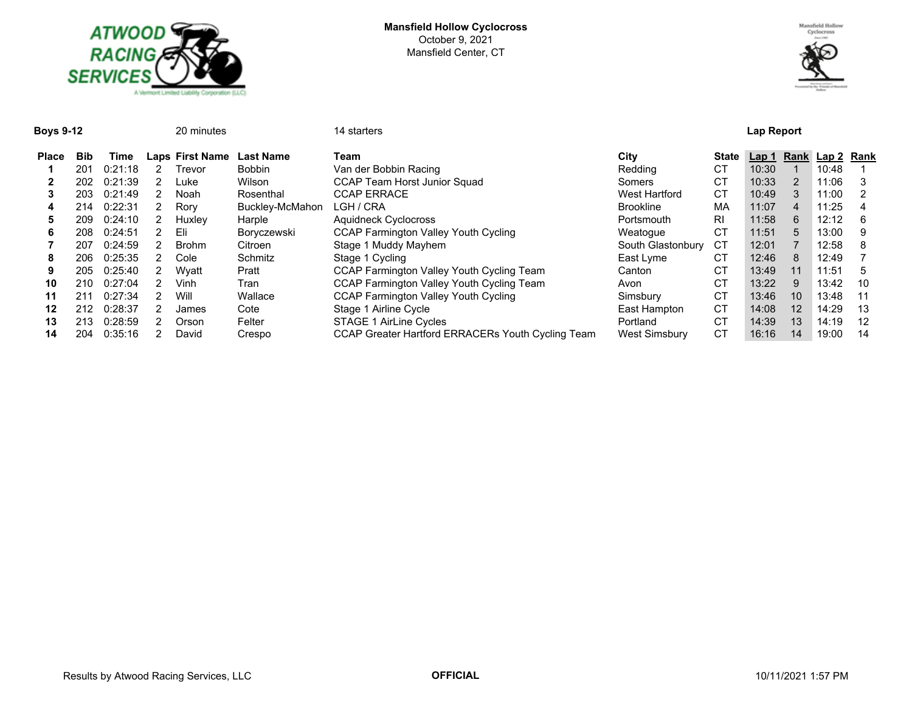**Mansfield Hollow Cyclocross**
October 9, 2021
Mansfield Center, CT

**Boys 9-12** 20 minutes 14 starters **Lap Report**

| Place | Bib | Time | Laps | First Name | Last Name | Team | City | State | Lap 1 | Rank | Lap 2 | Rank |
|---|---|---|---|---|---|---|---|---|---|---|---|---|
| **1** | 201 | 0:21:18 | 2 | Trevor | Bobbin | Van der Bobbin Racing | Redding | CT | 10:30 | 1 | 10:48 | 1 |
| **2** | 202 | 0:21:39 | 2 | Luke | Wilson | CCAP Team Horst Junior Squad | Somers | CT | 10:33 | 2 | 11:06 | 3 |
| **3** | 203 | 0:21:49 | 2 | Noah | Rosenthal | CCAP ERRACE | West Hartford | CT | 10:49 | 3 | 11:00 | 2 |
| **4** | 214 | 0:22:31 | 2 | Rory | Buckley-McMahon | LGH / CRA | Brookline | MA | 11:07 | 4 | 11:25 | 4 |
| **5** | 209 | 0:24:10 | 2 | Huxley | Harple | Aquidneck Cyclocross | Portsmouth | RI | 11:58 | 6 | 12:12 | 6 |
| **6** | 208 | 0:24:51 | 2 | Eli | Boryczewski | CCAP Farmington Valley Youth Cycling | Weatogue | CT | 11:51 | 5 | 13:00 | 9 |
| **7** | 207 | 0:24:59 | 2 | Brohm | Citroen | Stage 1 Muddy Mayhem | South Glastonbury | CT | 12:01 | 7 | 12:58 | 8 |
| **8** | 206 | 0:25:35 | 2 | Cole | Schmitz | Stage 1 Cycling | East Lyme | CT | 12:46 | 8 | 12:49 | 7 |
| **9** | 205 | 0:25:40 | 2 | Wyatt | Pratt | CCAP Farmington Valley Youth Cycling Team | Canton | CT | 13:49 | 11 | 11:51 | 5 |
| **10** | 210 | 0:27:04 | 2 | Vinh | Tran | CCAP Farmington Valley Youth Cycling Team | Avon | CT | 13:22 | 9 | 13:42 | 10 |
| **11** | 211 | 0:27:34 | 2 | Will | Wallace | CCAP Farmington Valley Youth Cycling | Simsbury | CT | 13:46 | 10 | 13:48 | 11 |
| **12** | 212 | 0:28:37 | 2 | James | Cote | Stage 1 Airline Cycle | East Hampton | CT | 14:08 | 12 | 14:29 | 13 |
| **13** | 213 | 0:28:59 | 2 | Orson | Felter | STAGE 1 AirLine Cycles | Portland | CT | 14:39 | 13 | 14:19 | 12 |
| **14** | 204 | 0:35:16 | 2 | David | Crespo | CCAP Greater Hartford ERRACERs Youth Cycling Team | West Simsbury | CT | 16:16 | 14 | 19:00 | 14 |

Results by Atwood Racing Services, LLC **OFFICIAL** 10/11/2021 1:57 PM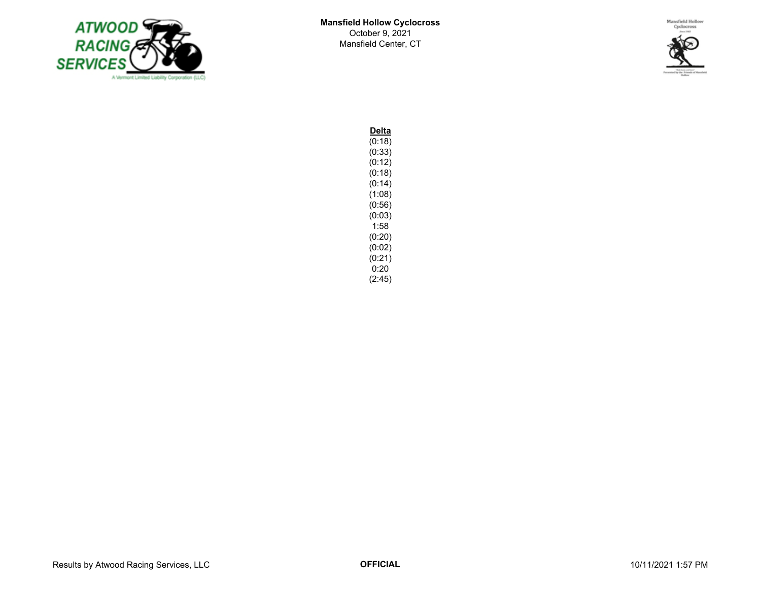| Delta |
|---|
| (0:18) |
| (0:33) |
| (0:12) |
| (0:18) |
| (0:14) |
| (1:08) |
| (0:56) |
| (0:03) |
| 1:58 |
| (0:20) |
| (0:02) |
| (0:21) |
| 0:20 |
| (2:45) |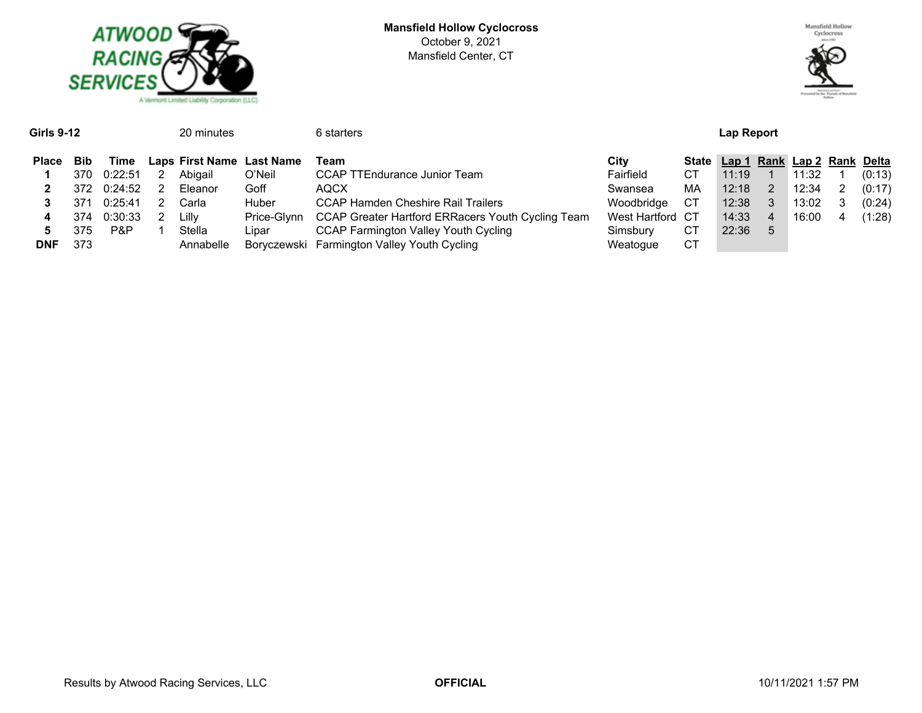**Mansfield Hollow Cyclocross**
October 9, 2021
Mansfield Center, CT

**Girls 9-12** 20 minutes 6 starters **Lap Report**

| Place | Bib | Time | Laps | First Name | Last Name | Team | City | State | Lap 1 | Rank | Lap 2 | Rank | Delta |
|---|---|---|---|---|---|---|---|---|---|---|---|---|---|
| 1 | 370 | 0:22:51 | 2 | Abigail | O'Neil | CCAP TTEndurance Junior Team | Fairfield | CT | 11:19 | 1 | 11:32 | 1 | (0:13) |
| 2 | 372 | 0:24:52 | 2 | Eleanor | Goff | AQCX | Swansea | MA | 12:18 | 2 | 12:34 | 2 | (0:17) |
| 3 | 371 | 0:25:41 | 2 | Carla | Huber | CCAP Hamden Cheshire Rail Trailers | Woodbridge | CT | 12:38 | 3 | 13:02 | 3 | (0:24) |
| 4 | 374 | 0:30:33 | 2 | Lilly | Price-Glynn | CCAP Greater Hartford ERRacers Youth Cycling Team | West Hartford | CT | 14:33 | 4 | 16:00 | 4 | (1:28) |
| 5 | 375 | P&P | 1 | Stella | Lipar | CCAP Farmington Valley Youth Cycling | Simsbury | CT | 22:36 | 5 | | | |
| DNF | 373 | | | Annabelle | Boryczewski | Farmington Valley Youth Cycling | Weatogue | CT | | | | | |

Results by Atwood Racing Services, LLC **OFFICIAL** 10/11/2021 1:57 PM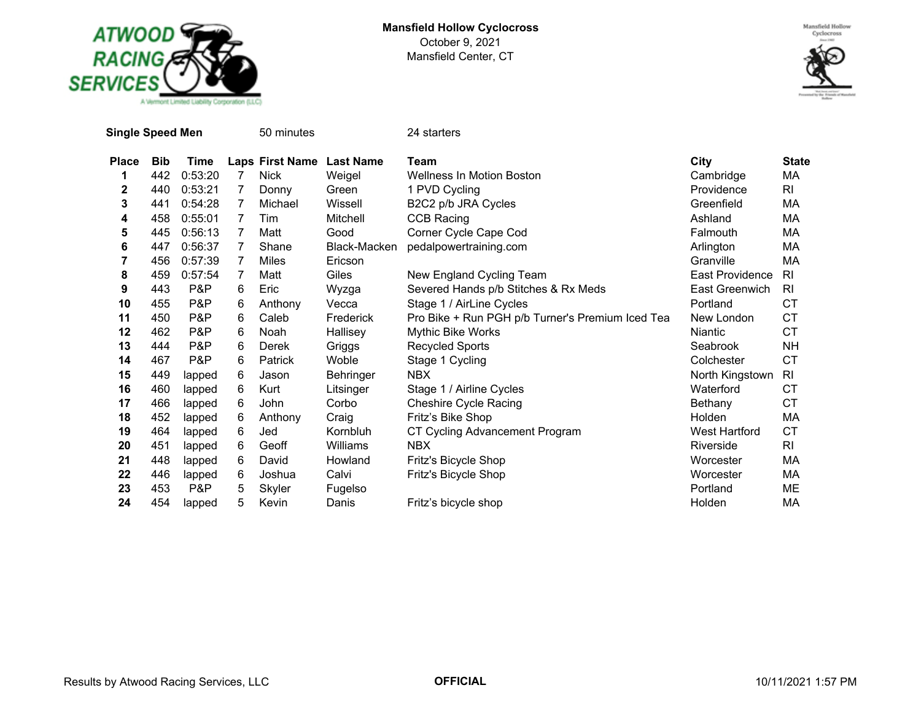**Mansfield Hollow Cyclocross**
October 9, 2021
Mansfield Center, CT

**Single Speed Men** 50 minutes 24 starters

| Place | Bib | Time | Laps | First Name | Last Name | Team | City | State |
|---|---|---|---|---|---|---|---|---|
| 1 | 442 | 0:53:20 | 7 | Nick | Weigel | Wellness In Motion Boston | Cambridge | MA |
| 2 | 440 | 0:53:21 | 7 | Donny | Green | 1 PVD Cycling | Providence | RI |
| 3 | 441 | 0:54:28 | 7 | Michael | Wissell | B2C2 p/b JRA Cycles | Greenfield | MA |
| 4 | 458 | 0:55:01 | 7 | Tim | Mitchell | CCB Racing | Ashland | MA |
| 5 | 445 | 0:56:13 | 7 | Matt | Good | Corner Cycle Cape Cod | Falmouth | MA |
| 6 | 447 | 0:56:37 | 7 | Shane | Black-Macken | pedalpowertraining.com | Arlington | MA |
| 7 | 456 | 0:57:39 | 7 | Miles | Ericson | | Granville | MA |
| 8 | 459 | 0:57:54 | 7 | Matt | Giles | New England Cycling Team | East Providence | RI |
| 9 | 443 | P&P | 6 | Eric | Wyzga | Severed Hands p/b Stitches & Rx Meds | East Greenwich | RI |
| 10 | 455 | P&P | 6 | Anthony | Vecca | Stage 1 / AirLine Cycles | Portland | CT |
| 11 | 450 | P&P | 6 | Caleb | Frederick | Pro Bike + Run PGH p/b Turner's Premium Iced Tea | New London | CT |
| 12 | 462 | P&P | 6 | Noah | Hallisey | Mythic Bike Works | Niantic | CT |
| 13 | 444 | P&P | 6 | Derek | Griggs | Recycled Sports | Seabrook | NH |
| 14 | 467 | P&P | 6 | Patrick | Woble | Stage 1 Cycling | Colchester | CT |
| 15 | 449 | lapped | 6 | Jason | Behringer | NBX | North Kingstown | RI |
| 16 | 460 | lapped | 6 | Kurt | Litsinger | Stage 1 / Airline Cycles | Waterford | CT |
| 17 | 466 | lapped | 6 | John | Corbo | Cheshire Cycle Racing | Bethany | CT |
| 18 | 452 | lapped | 6 | Anthony | Craig | Fritz's Bike Shop | Holden | MA |
| 19 | 464 | lapped | 6 | Jed | Kornbluh | CT Cycling Advancement Program | West Hartford | CT |
| 20 | 451 | lapped | 6 | Geoff | Williams | NBX | Riverside | RI |
| 21 | 448 | lapped | 6 | David | Howland | Fritz's Bicycle Shop | Worcester | MA |
| 22 | 446 | lapped | 6 | Joshua | Calvi | Fritz's Bicycle Shop | Worcester | MA |
| 23 | 453 | P&P | 5 | Skyler | Fugelso | | Portland | ME |
| 24 | 454 | lapped | 5 | Kevin | Danis | Fritz's bicycle shop | Holden | MA |

Results by Atwood Racing Services, LLC **OFFICIAL** 10/11/2021 1:57 PM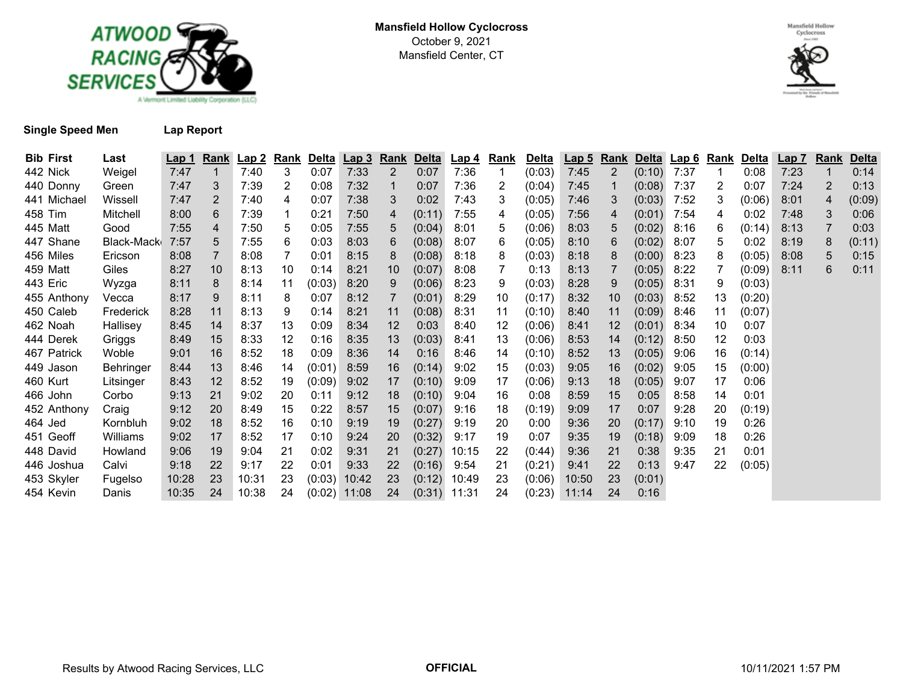**Mansfield Hollow Cyclocross**
October 9, 2021
Mansfield Center, CT

**Single Speed Men** **Lap Report**

| Bib | First | Last | Lap 1 | Rank | Lap 2 | Rank | Delta | Lap 3 | Rank | Delta | Lap 4 | Rank | Delta | Lap 5 | Rank | Delta | Lap 6 | Rank | Delta | Lap 7 | Rank | Delta |
|---|---|---|---|---|---|---|---|---|---|---|---|---|---|---|---|---|---|---|---|---|---|---|
| 442 | Nick | Weigel | 7:47 | 1 | 7:40 | 3 | 0:07 | 7:33 | 2 | 0:07 | 7:36 | 1 | (0:03) | 7:45 | 2 | (0:10) | 7:37 | 1 | 0:08 | 7:23 | 1 | 0:14 |
| 440 | Donny | Green | 7:47 | 3 | 7:39 | 2 | 0:08 | 7:32 | 1 | 0:07 | 7:36 | 2 | (0:04) | 7:45 | 1 | (0:08) | 7:37 | 2 | 0:07 | 7:24 | 2 | 0:13 |
| 441 | Michael | Wissell | 7:47 | 2 | 7:40 | 4 | 0:07 | 7:38 | 3 | 0:02 | 7:43 | 3 | (0:05) | 7:46 | 3 | (0:03) | 7:52 | 3 | (0:06) | 8:01 | 4 | (0:09) |
| 458 | Tim | Mitchell | 8:00 | 6 | 7:39 | 1 | 0:21 | 7:50 | 4 | (0:11) | 7:55 | 4 | (0:05) | 7:56 | 4 | (0:01) | 7:54 | 4 | 0:02 | 7:48 | 3 | 0:06 |
| 445 | Matt | Good | 7:55 | 4 | 7:50 | 5 | 0:05 | 7:55 | 5 | (0:04) | 8:01 | 5 | (0:06) | 8:03 | 5 | (0:02) | 8:16 | 6 | (0:14) | 8:13 | 7 | 0:03 |
| 447 | Shane | Black-Macke | 7:57 | 5 | 7:55 | 6 | 0:03 | 8:03 | 6 | (0:08) | 8:07 | 6 | (0:05) | 8:10 | 6 | (0:02) | 8:07 | 5 | 0:02 | 8:19 | 8 | (0:11) |
| 456 | Miles | Ericson | 8:08 | 7 | 8:08 | 7 | 0:01 | 8:15 | 8 | (0:08) | 8:18 | 8 | (0:03) | 8:18 | 8 | (0:00) | 8:23 | 8 | (0:05) | 8:08 | 5 | 0:15 |
| 459 | Matt | Giles | 8:27 | 10 | 8:13 | 10 | 0:14 | 8:21 | 10 | (0:07) | 8:08 | 7 | 0:13 | 8:13 | 7 | (0:05) | 8:22 | 7 | (0:09) | 8:11 | 6 | 0:11 |
| 443 | Eric | Wyzga | 8:11 | 8 | 8:14 | 11 | (0:03) | 8:20 | 9 | (0:06) | 8:23 | 9 | (0:03) | 8:28 | 9 | (0:05) | 8:31 | 9 | (0:03) | | | |
| 455 | Anthony | Vecca | 8:17 | 9 | 8:11 | 8 | 0:07 | 8:12 | 7 | (0:01) | 8:29 | 10 | (0:17) | 8:32 | 10 | (0:03) | 8:52 | 13 | (0:20) | | | |
| 450 | Caleb | Frederick | 8:28 | 11 | 8:13 | 9 | 0:14 | 8:21 | 11 | (0:08) | 8:31 | 11 | (0:10) | 8:40 | 11 | (0:09) | 8:46 | 11 | (0:07) | | | |
| 462 | Noah | Hallisey | 8:45 | 14 | 8:37 | 13 | 0:09 | 8:34 | 12 | 0:03 | 8:40 | 12 | (0:06) | 8:41 | 12 | (0:01) | 8:34 | 10 | 0:07 | | | |
| 444 | Derek | Griggs | 8:49 | 15 | 8:33 | 12 | 0:16 | 8:35 | 13 | (0:03) | 8:41 | 13 | (0:06) | 8:53 | 14 | (0:12) | 8:50 | 12 | 0:03 | | | |
| 467 | Patrick | Woble | 9:01 | 16 | 8:52 | 18 | 0:09 | 8:36 | 14 | 0:16 | 8:46 | 14 | (0:10) | 8:52 | 13 | (0:05) | 9:06 | 16 | (0:14) | | | |
| 449 | Jason | Behringer | 8:44 | 13 | 8:46 | 14 | (0:01) | 8:59 | 16 | (0:14) | 9:02 | 15 | (0:03) | 9:05 | 16 | (0:02) | 9:05 | 15 | (0:00) | | | |
| 460 | Kurt | Litsinger | 8:43 | 12 | 8:52 | 19 | (0:09) | 9:02 | 17 | (0:10) | 9:09 | 17 | (0:06) | 9:13 | 18 | (0:05) | 9:07 | 17 | 0:06 | | | |
| 466 | John | Corbo | 9:13 | 21 | 9:02 | 20 | 0:11 | 9:12 | 18 | (0:10) | 9:04 | 16 | 0:08 | 8:59 | 15 | 0:05 | 8:58 | 14 | 0:01 | | | |
| 452 | Anthony | Craig | 9:12 | 20 | 8:49 | 15 | 0:22 | 8:57 | 15 | (0:07) | 9:16 | 18 | (0:19) | 9:09 | 17 | 0:07 | 9:28 | 20 | (0:19) | | | |
| 464 | Jed | Kornbluh | 9:02 | 18 | 8:52 | 16 | 0:10 | 9:19 | 19 | (0:27) | 9:19 | 20 | 0:00 | 9:36 | 20 | (0:17) | 9:10 | 19 | 0:26 | | | |
| 451 | Geoff | Williams | 9:02 | 17 | 8:52 | 17 | 0:10 | 9:24 | 20 | (0:32) | 9:17 | 19 | 0:07 | 9:35 | 19 | (0:18) | 9:09 | 18 | 0:26 | | | |
| 448 | David | Howland | 9:06 | 19 | 9:04 | 21 | 0:02 | 9:31 | 21 | (0:27) | 10:15 | 22 | (0:44) | 9:36 | 21 | 0:38 | 9:35 | 21 | 0:01 | | | |
| 446 | Joshua | Calvi | 9:18 | 22 | 9:17 | 22 | 0:01 | 9:33 | 22 | (0:16) | 9:54 | 21 | (0:21) | 9:41 | 22 | 0:13 | 9:47 | 22 | (0:05) | | | |
| 453 | Skyler | Fugelso | 10:28 | 23 | 10:31 | 23 | (0:03) | 10:42 | 23 | (0:12) | 10:49 | 23 | (0:06) | 10:50 | 23 | (0:01) | | | | | | |
| 454 | Kevin | Danis | 10:35 | 24 | 10:38 | 24 | (0:02) | 11:08 | 24 | (0:31) | 11:31 | 24 | (0:23) | 11:14 | 24 | 0:16 | | | | | | |

Results by Atwood Racing Services, LLC **OFFICIAL** 10/11/2021 1:57 PM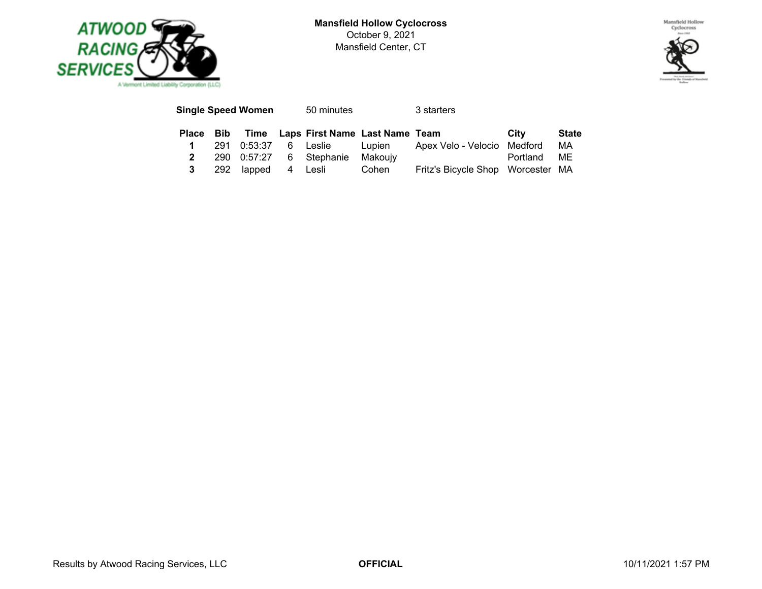**Mansfield Hollow Cyclocross**
October 9, 2021
Mansfield Center, CT

**Single Speed Women** 50 minutes 3 starters

| Place | Bib | Time | Laps | First Name | Last Name | Team | City | State |
|---|---|---|---|---|---|---|---|---|
| **1** | 291 | 0:53:37 | 6 | Leslie | Lupien | Apex Velo - Velocio | Medford | MA |
| **2** | 290 | 0:57:27 | 6 | Stephanie | Makoujy | | Portland | ME |
| **3** | 292 | lapped | 4 | Lesli | Cohen | Fritz's Bicycle Shop | Worcester | MA |

Results by Atwood Racing Services, LLC **OFFICIAL** 10/11/2021 1:57 PM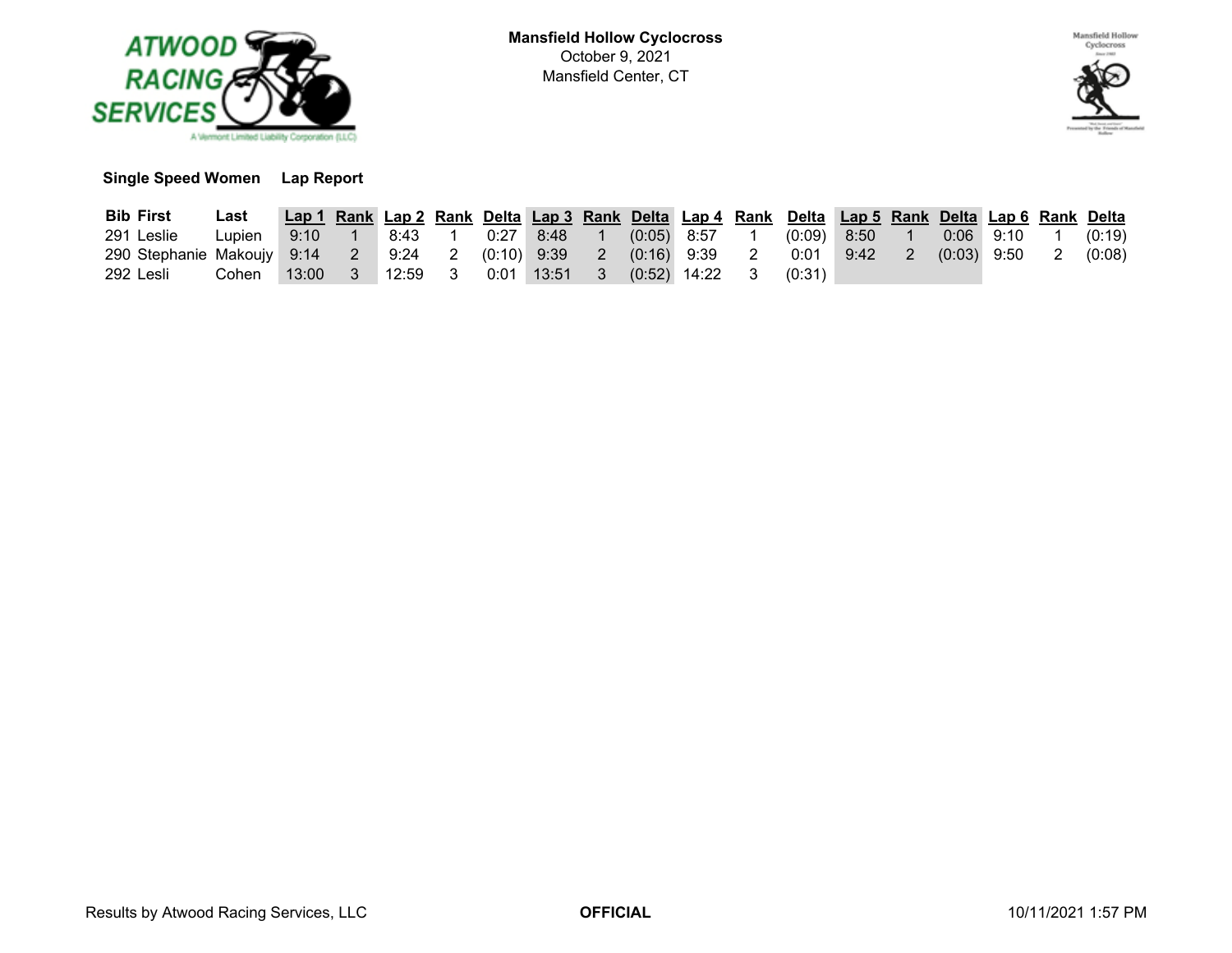**Mansfield Hollow Cyclocross**
October 9, 2021
Mansfield Center, CT

**Single Speed Women** **Lap Report**

| Bib | First | Last | Lap 1 | Rank | Lap 2 | Rank | Delta | Lap 3 | Rank | Delta | Lap 4 | Rank | Delta | Lap 5 | Rank | Delta | Lap 6 | Rank | Delta |
|---|---|---|---|---|---|---|---|---|---|---|---|---|---|---|---|---|---|---|---|
| 291 | Leslie | Lupien | 9:10 | 1 | 8:43 | 1 | 0:27 | 8:48 | 1 | (0:05) | 8:57 | 1 | (0:09) | 8:50 | 1 | 0:06 | 9:10 | 1 | (0:19) |
| 290 | Stephanie | Makoujy | 9:14 | 2 | 9:24 | 2 | (0:10) | 9:39 | 2 | (0:16) | 9:39 | 2 | 0:01 | 9:42 | 2 | (0:03) | 9:50 | 2 | (0:08) |
| 292 | Lesli | Cohen | 13:00 | 3 | 12:59 | 3 | 0:01 | 13:51 | 3 | (0:52) | 14:22 | 3 | (0:31) | | | | | | |

Results by Atwood Racing Services, LLC **OFFICIAL** 10/11/2021 1:57 PM